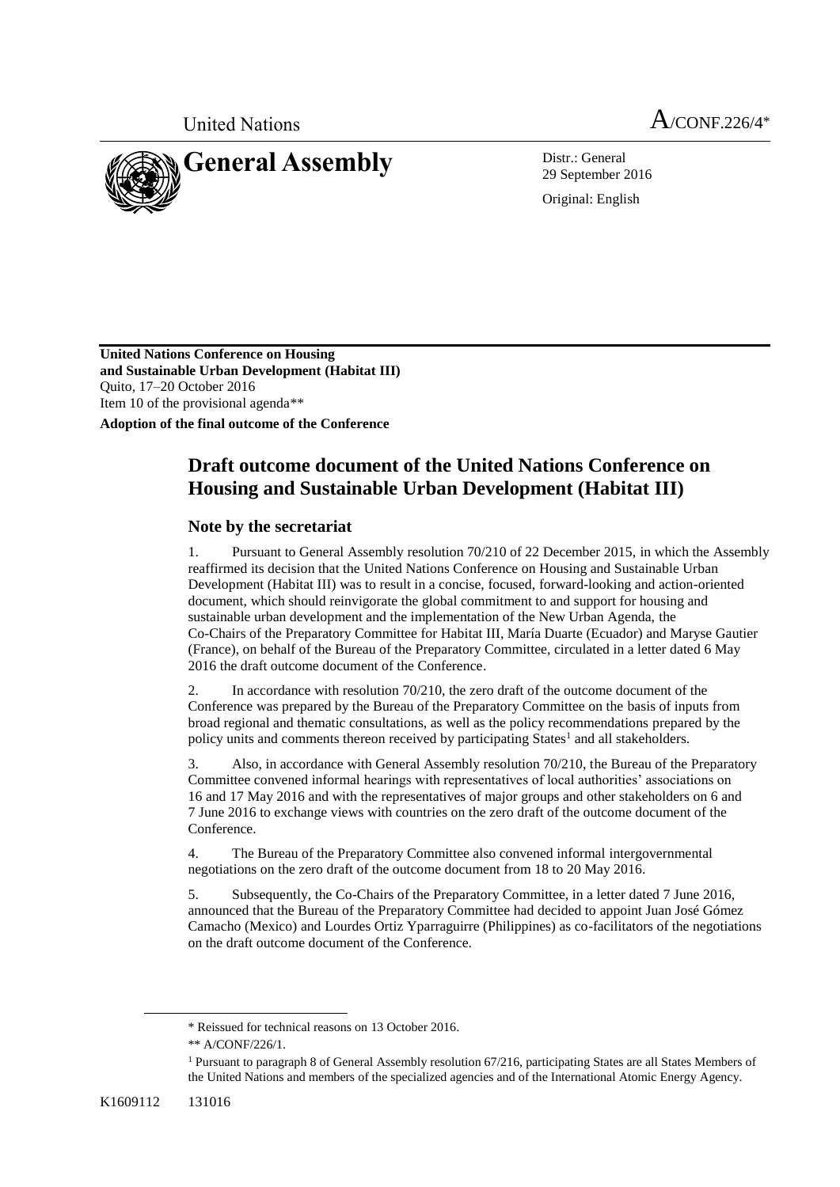United Nations

A/CONF.226/4*

# General Assembly

Distr.: General
29 September 2016

Original: English

**United Nations Conference on Housing and Sustainable Urban Development (Habitat III)**
Quito, 17–20 October 2016
Item 10 of the provisional agenda**

**Adoption of the final outcome of the Conference**

# Draft outcome document of the United Nations Conference on Housing and Sustainable Urban Development (Habitat III)

## Note by the secretariat

1. Pursuant to General Assembly resolution 70/210 of 22 December 2015, in which the Assembly reaffirmed its decision that the United Nations Conference on Housing and Sustainable Urban Development (Habitat III) was to result in a concise, focused, forward-looking and action-oriented document, which should reinvigorate the global commitment to and support for housing and sustainable urban development and the implementation of the New Urban Agenda, the Co-Chairs of the Preparatory Committee for Habitat III, María Duarte (Ecuador) and Maryse Gautier (France), on behalf of the Bureau of the Preparatory Committee, circulated in a letter dated 6 May 2016 the draft outcome document of the Conference.

2. In accordance with resolution 70/210, the zero draft of the outcome document of the Conference was prepared by the Bureau of the Preparatory Committee on the basis of inputs from broad regional and thematic consultations, as well as the policy recommendations prepared by the policy units and comments thereon received by participating States[1] and all stakeholders.

3. Also, in accordance with General Assembly resolution 70/210, the Bureau of the Preparatory Committee convened informal hearings with representatives of local authorities' associations on 16 and 17 May 2016 and with the representatives of major groups and other stakeholders on 6 and 7 June 2016 to exchange views with countries on the zero draft of the outcome document of the Conference.

4. The Bureau of the Preparatory Committee also convened informal intergovernmental negotiations on the zero draft of the outcome document from 18 to 20 May 2016.

5. Subsequently, the Co-Chairs of the Preparatory Committee, in a letter dated 7 June 2016, announced that the Bureau of the Preparatory Committee had decided to appoint Juan José Gómez Camacho (Mexico) and Lourdes Ortiz Yparraguirre (Philippines) as co-facilitators of the negotiations on the draft outcome document of the Conference.

---

\* Reissued for technical reasons on 13 October 2016.

\*\* A/CONF/226/1.

[1] Pursuant to paragraph 8 of General Assembly resolution 67/216, participating States are all States Members of the United Nations and members of the specialized agencies and of the International Atomic Energy Agency.

K1609112 131016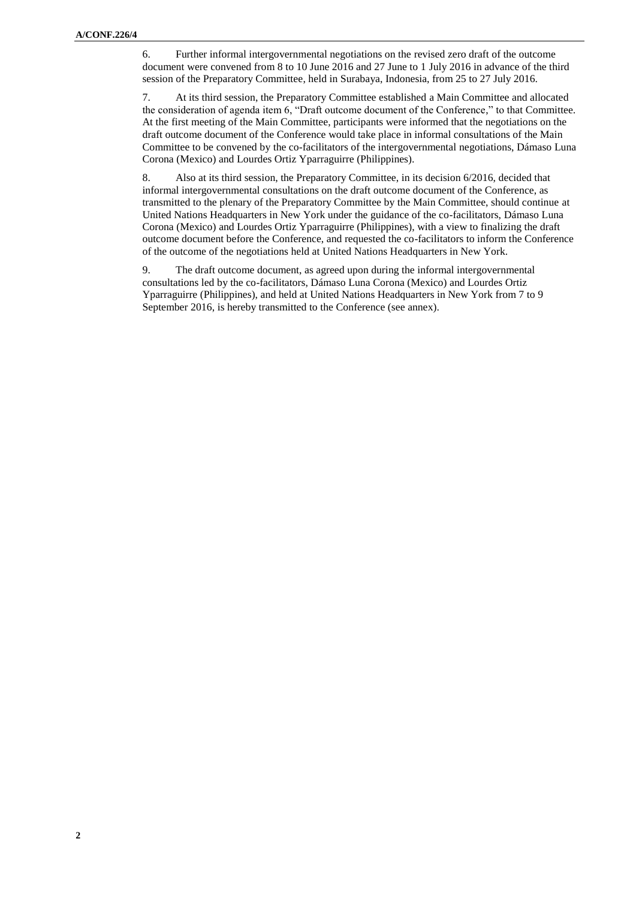6. Further informal intergovernmental negotiations on the revised zero draft of the outcome document were convened from 8 to 10 June 2016 and 27 June to 1 July 2016 in advance of the third session of the Preparatory Committee, held in Surabaya, Indonesia, from 25 to 27 July 2016.

7. At its third session, the Preparatory Committee established a Main Committee and allocated the consideration of agenda item 6, "Draft outcome document of the Conference," to that Committee. At the first meeting of the Main Committee, participants were informed that the negotiations on the draft outcome document of the Conference would take place in informal consultations of the Main Committee to be convened by the co-facilitators of the intergovernmental negotiations, Dámaso Luna Corona (Mexico) and Lourdes Ortiz Yparraguirre (Philippines).

8. Also at its third session, the Preparatory Committee, in its decision 6/2016, decided that informal intergovernmental consultations on the draft outcome document of the Conference, as transmitted to the plenary of the Preparatory Committee by the Main Committee, should continue at United Nations Headquarters in New York under the guidance of the co-facilitators, Dámaso Luna Corona (Mexico) and Lourdes Ortiz Yparraguirre (Philippines), with a view to finalizing the draft outcome document before the Conference, and requested the co-facilitators to inform the Conference of the outcome of the negotiations held at United Nations Headquarters in New York.

9. The draft outcome document, as agreed upon during the informal intergovernmental consultations led by the co-facilitators, Dámaso Luna Corona (Mexico) and Lourdes Ortiz Yparraguirre (Philippines), and held at United Nations Headquarters in New York from 7 to 9 September 2016, is hereby transmitted to the Conference (see annex).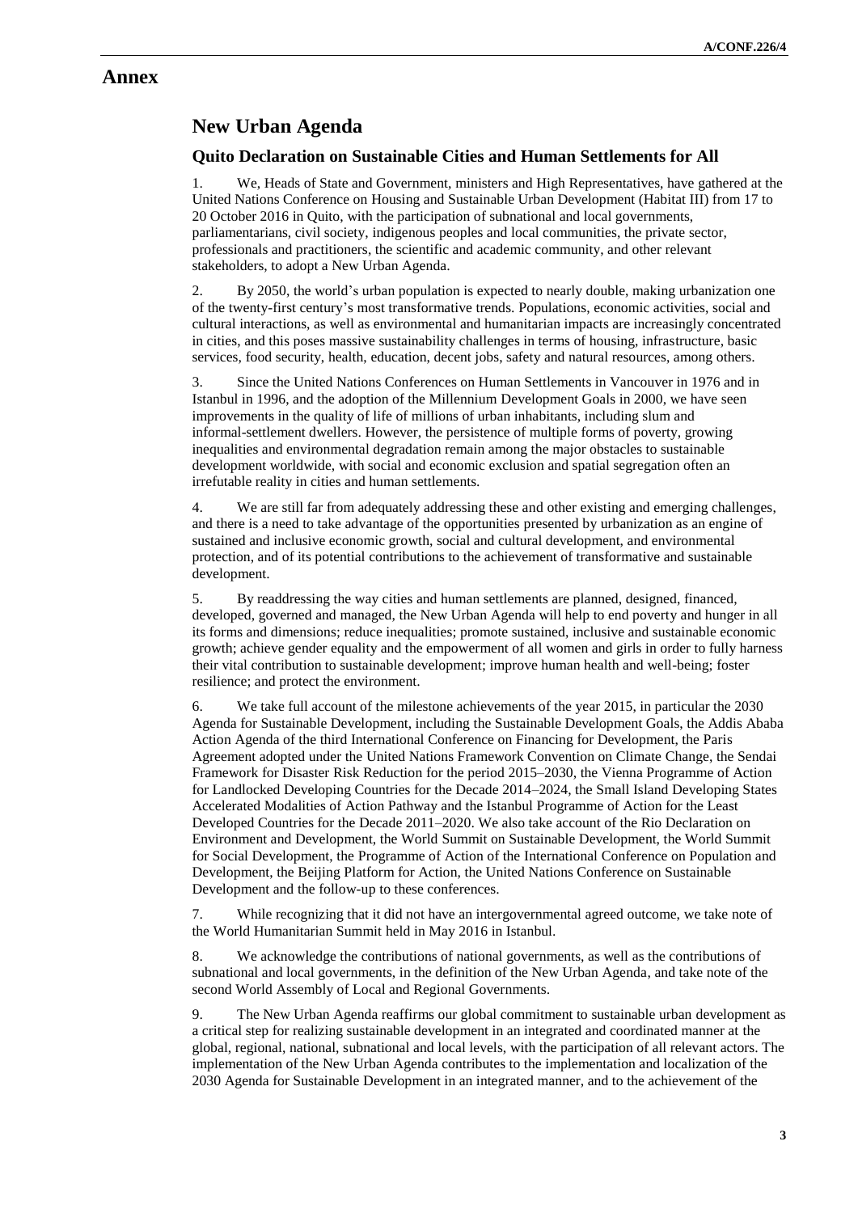# Annex

## New Urban Agenda

### Quito Declaration on Sustainable Cities and Human Settlements for All

1. We, Heads of State and Government, ministers and High Representatives, have gathered at the United Nations Conference on Housing and Sustainable Urban Development (Habitat III) from 17 to 20 October 2016 in Quito, with the participation of subnational and local governments, parliamentarians, civil society, indigenous peoples and local communities, the private sector, professionals and practitioners, the scientific and academic community, and other relevant stakeholders, to adopt a New Urban Agenda.

2. By 2050, the world's urban population is expected to nearly double, making urbanization one of the twenty-first century's most transformative trends. Populations, economic activities, social and cultural interactions, as well as environmental and humanitarian impacts are increasingly concentrated in cities, and this poses massive sustainability challenges in terms of housing, infrastructure, basic services, food security, health, education, decent jobs, safety and natural resources, among others.

3. Since the United Nations Conferences on Human Settlements in Vancouver in 1976 and in Istanbul in 1996, and the adoption of the Millennium Development Goals in 2000, we have seen improvements in the quality of life of millions of urban inhabitants, including slum and informal-settlement dwellers. However, the persistence of multiple forms of poverty, growing inequalities and environmental degradation remain among the major obstacles to sustainable development worldwide, with social and economic exclusion and spatial segregation often an irrefutable reality in cities and human settlements.

4. We are still far from adequately addressing these and other existing and emerging challenges, and there is a need to take advantage of the opportunities presented by urbanization as an engine of sustained and inclusive economic growth, social and cultural development, and environmental protection, and of its potential contributions to the achievement of transformative and sustainable development.

5. By readdressing the way cities and human settlements are planned, designed, financed, developed, governed and managed, the New Urban Agenda will help to end poverty and hunger in all its forms and dimensions; reduce inequalities; promote sustained, inclusive and sustainable economic growth; achieve gender equality and the empowerment of all women and girls in order to fully harness their vital contribution to sustainable development; improve human health and well-being; foster resilience; and protect the environment.

6. We take full account of the milestone achievements of the year 2015, in particular the 2030 Agenda for Sustainable Development, including the Sustainable Development Goals, the Addis Ababa Action Agenda of the third International Conference on Financing for Development, the Paris Agreement adopted under the United Nations Framework Convention on Climate Change, the Sendai Framework for Disaster Risk Reduction for the period 2015–2030, the Vienna Programme of Action for Landlocked Developing Countries for the Decade 2014–2024, the Small Island Developing States Accelerated Modalities of Action Pathway and the Istanbul Programme of Action for the Least Developed Countries for the Decade 2011–2020. We also take account of the Rio Declaration on Environment and Development, the World Summit on Sustainable Development, the World Summit for Social Development, the Programme of Action of the International Conference on Population and Development, the Beijing Platform for Action, the United Nations Conference on Sustainable Development and the follow-up to these conferences.

7. While recognizing that it did not have an intergovernmental agreed outcome, we take note of the World Humanitarian Summit held in May 2016 in Istanbul.

8. We acknowledge the contributions of national governments, as well as the contributions of subnational and local governments, in the definition of the New Urban Agenda, and take note of the second World Assembly of Local and Regional Governments.

9. The New Urban Agenda reaffirms our global commitment to sustainable urban development as a critical step for realizing sustainable development in an integrated and coordinated manner at the global, regional, national, subnational and local levels, with the participation of all relevant actors. The implementation of the New Urban Agenda contributes to the implementation and localization of the 2030 Agenda for Sustainable Development in an integrated manner, and to the achievement of the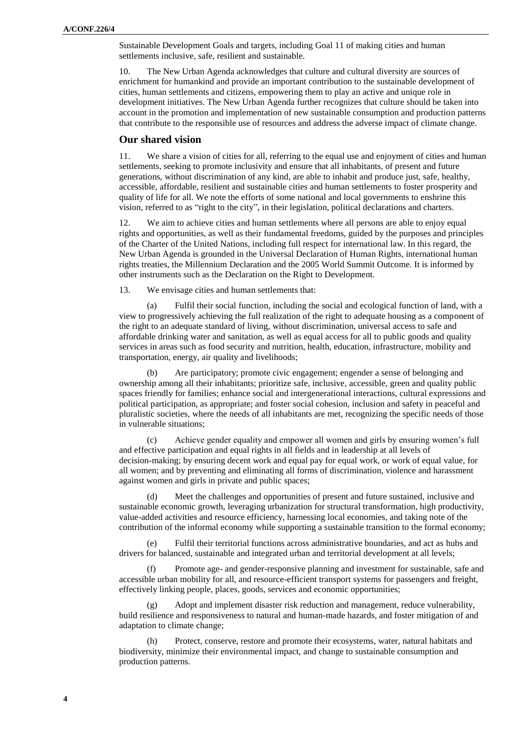Sustainable Development Goals and targets, including Goal 11 of making cities and human settlements inclusive, safe, resilient and sustainable.

10. The New Urban Agenda acknowledges that culture and cultural diversity are sources of enrichment for humankind and provide an important contribution to the sustainable development of cities, human settlements and citizens, empowering them to play an active and unique role in development initiatives. The New Urban Agenda further recognizes that culture should be taken into account in the promotion and implementation of new sustainable consumption and production patterns that contribute to the responsible use of resources and address the adverse impact of climate change.

## Our shared vision

11. We share a vision of cities for all, referring to the equal use and enjoyment of cities and human settlements, seeking to promote inclusivity and ensure that all inhabitants, of present and future generations, without discrimination of any kind, are able to inhabit and produce just, safe, healthy, accessible, affordable, resilient and sustainable cities and human settlements to foster prosperity and quality of life for all. We note the efforts of some national and local governments to enshrine this vision, referred to as "right to the city", in their legislation, political declarations and charters.

12. We aim to achieve cities and human settlements where all persons are able to enjoy equal rights and opportunities, as well as their fundamental freedoms, guided by the purposes and principles of the Charter of the United Nations, including full respect for international law. In this regard, the New Urban Agenda is grounded in the Universal Declaration of Human Rights, international human rights treaties, the Millennium Declaration and the 2005 World Summit Outcome. It is informed by other instruments such as the Declaration on the Right to Development.

13. We envisage cities and human settlements that:

(a) Fulfil their social function, including the social and ecological function of land, with a view to progressively achieving the full realization of the right to adequate housing as a component of the right to an adequate standard of living, without discrimination, universal access to safe and affordable drinking water and sanitation, as well as equal access for all to public goods and quality services in areas such as food security and nutrition, health, education, infrastructure, mobility and transportation, energy, air quality and livelihoods;

(b) Are participatory; promote civic engagement; engender a sense of belonging and ownership among all their inhabitants; prioritize safe, inclusive, accessible, green and quality public spaces friendly for families; enhance social and intergenerational interactions, cultural expressions and political participation, as appropriate; and foster social cohesion, inclusion and safety in peaceful and pluralistic societies, where the needs of all inhabitants are met, recognizing the specific needs of those in vulnerable situations;

(c) Achieve gender equality and empower all women and girls by ensuring women's full and effective participation and equal rights in all fields and in leadership at all levels of decision-making; by ensuring decent work and equal pay for equal work, or work of equal value, for all women; and by preventing and eliminating all forms of discrimination, violence and harassment against women and girls in private and public spaces;

(d) Meet the challenges and opportunities of present and future sustained, inclusive and sustainable economic growth, leveraging urbanization for structural transformation, high productivity, value-added activities and resource efficiency, harnessing local economies, and taking note of the contribution of the informal economy while supporting a sustainable transition to the formal economy;

(e) Fulfil their territorial functions across administrative boundaries, and act as hubs and drivers for balanced, sustainable and integrated urban and territorial development at all levels;

(f) Promote age- and gender-responsive planning and investment for sustainable, safe and accessible urban mobility for all, and resource-efficient transport systems for passengers and freight, effectively linking people, places, goods, services and economic opportunities;

(g) Adopt and implement disaster risk reduction and management, reduce vulnerability, build resilience and responsiveness to natural and human-made hazards, and foster mitigation of and adaptation to climate change;

(h) Protect, conserve, restore and promote their ecosystems, water, natural habitats and biodiversity, minimize their environmental impact, and change to sustainable consumption and production patterns.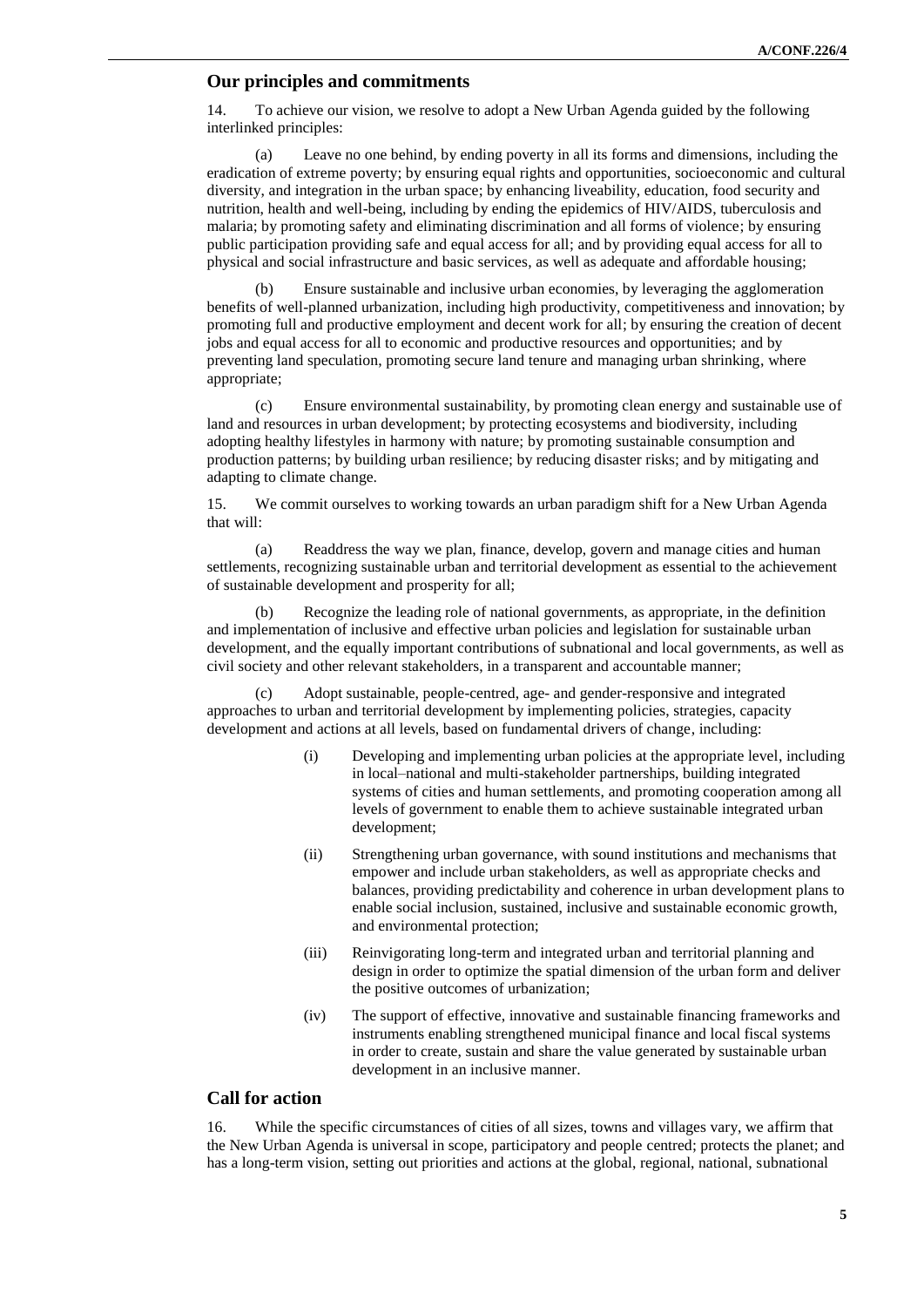## Our principles and commitments

14. To achieve our vision, we resolve to adopt a New Urban Agenda guided by the following interlinked principles:

(a) Leave no one behind, by ending poverty in all its forms and dimensions, including the eradication of extreme poverty; by ensuring equal rights and opportunities, socioeconomic and cultural diversity, and integration in the urban space; by enhancing liveability, education, food security and nutrition, health and well-being, including by ending the epidemics of HIV/AIDS, tuberculosis and malaria; by promoting safety and eliminating discrimination and all forms of violence; by ensuring public participation providing safe and equal access for all; and by providing equal access for all to physical and social infrastructure and basic services, as well as adequate and affordable housing;

(b) Ensure sustainable and inclusive urban economies, by leveraging the agglomeration benefits of well-planned urbanization, including high productivity, competitiveness and innovation; by promoting full and productive employment and decent work for all; by ensuring the creation of decent jobs and equal access for all to economic and productive resources and opportunities; and by preventing land speculation, promoting secure land tenure and managing urban shrinking, where appropriate;

(c) Ensure environmental sustainability, by promoting clean energy and sustainable use of land and resources in urban development; by protecting ecosystems and biodiversity, including adopting healthy lifestyles in harmony with nature; by promoting sustainable consumption and production patterns; by building urban resilience; by reducing disaster risks; and by mitigating and adapting to climate change.

15. We commit ourselves to working towards an urban paradigm shift for a New Urban Agenda that will:

(a) Readdress the way we plan, finance, develop, govern and manage cities and human settlements, recognizing sustainable urban and territorial development as essential to the achievement of sustainable development and prosperity for all;

(b) Recognize the leading role of national governments, as appropriate, in the definition and implementation of inclusive and effective urban policies and legislation for sustainable urban development, and the equally important contributions of subnational and local governments, as well as civil society and other relevant stakeholders, in a transparent and accountable manner;

(c) Adopt sustainable, people-centred, age- and gender-responsive and integrated approaches to urban and territorial development by implementing policies, strategies, capacity development and actions at all levels, based on fundamental drivers of change, including:

(i) Developing and implementing urban policies at the appropriate level, including in local–national and multi-stakeholder partnerships, building integrated systems of cities and human settlements, and promoting cooperation among all levels of government to enable them to achieve sustainable integrated urban development;

(ii) Strengthening urban governance, with sound institutions and mechanisms that empower and include urban stakeholders, as well as appropriate checks and balances, providing predictability and coherence in urban development plans to enable social inclusion, sustained, inclusive and sustainable economic growth, and environmental protection;

(iii) Reinvigorating long-term and integrated urban and territorial planning and design in order to optimize the spatial dimension of the urban form and deliver the positive outcomes of urbanization;

(iv) The support of effective, innovative and sustainable financing frameworks and instruments enabling strengthened municipal finance and local fiscal systems in order to create, sustain and share the value generated by sustainable urban development in an inclusive manner.

## Call for action

16. While the specific circumstances of cities of all sizes, towns and villages vary, we affirm that the New Urban Agenda is universal in scope, participatory and people centred; protects the planet; and has a long-term vision, setting out priorities and actions at the global, regional, national, subnational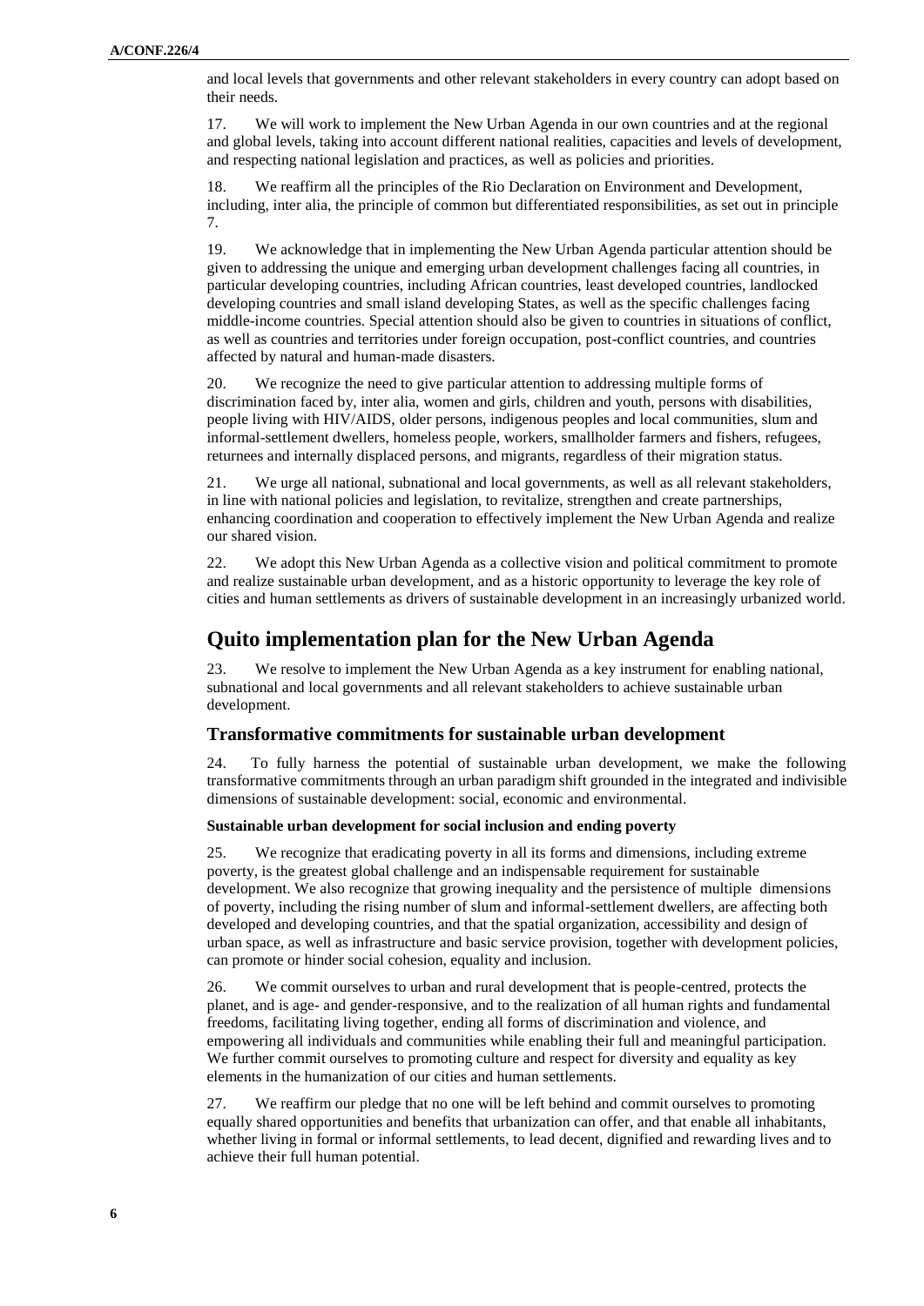and local levels that governments and other relevant stakeholders in every country can adopt based on their needs.

17. We will work to implement the New Urban Agenda in our own countries and at the regional and global levels, taking into account different national realities, capacities and levels of development, and respecting national legislation and practices, as well as policies and priorities.

18. We reaffirm all the principles of the Rio Declaration on Environment and Development, including, inter alia, the principle of common but differentiated responsibilities, as set out in principle 7.

19. We acknowledge that in implementing the New Urban Agenda particular attention should be given to addressing the unique and emerging urban development challenges facing all countries, in particular developing countries, including African countries, least developed countries, landlocked developing countries and small island developing States, as well as the specific challenges facing middle-income countries. Special attention should also be given to countries in situations of conflict, as well as countries and territories under foreign occupation, post-conflict countries, and countries affected by natural and human-made disasters.

20. We recognize the need to give particular attention to addressing multiple forms of discrimination faced by, inter alia, women and girls, children and youth, persons with disabilities, people living with HIV/AIDS, older persons, indigenous peoples and local communities, slum and informal-settlement dwellers, homeless people, workers, smallholder farmers and fishers, refugees, returnees and internally displaced persons, and migrants, regardless of their migration status.

21. We urge all national, subnational and local governments, as well as all relevant stakeholders, in line with national policies and legislation, to revitalize, strengthen and create partnerships, enhancing coordination and cooperation to effectively implement the New Urban Agenda and realize our shared vision.

22. We adopt this New Urban Agenda as a collective vision and political commitment to promote and realize sustainable urban development, and as a historic opportunity to leverage the key role of cities and human settlements as drivers of sustainable development in an increasingly urbanized world.

## Quito implementation plan for the New Urban Agenda

23. We resolve to implement the New Urban Agenda as a key instrument for enabling national, subnational and local governments and all relevant stakeholders to achieve sustainable urban development.

### Transformative commitments for sustainable urban development

24. To fully harness the potential of sustainable urban development, we make the following transformative commitments through an urban paradigm shift grounded in the integrated and indivisible dimensions of sustainable development: social, economic and environmental.

#### Sustainable urban development for social inclusion and ending poverty

25. We recognize that eradicating poverty in all its forms and dimensions, including extreme poverty, is the greatest global challenge and an indispensable requirement for sustainable development. We also recognize that growing inequality and the persistence of multiple dimensions of poverty, including the rising number of slum and informal-settlement dwellers, are affecting both developed and developing countries, and that the spatial organization, accessibility and design of urban space, as well as infrastructure and basic service provision, together with development policies, can promote or hinder social cohesion, equality and inclusion.

26. We commit ourselves to urban and rural development that is people-centred, protects the planet, and is age- and gender-responsive, and to the realization of all human rights and fundamental freedoms, facilitating living together, ending all forms of discrimination and violence, and empowering all individuals and communities while enabling their full and meaningful participation. We further commit ourselves to promoting culture and respect for diversity and equality as key elements in the humanization of our cities and human settlements.

27. We reaffirm our pledge that no one will be left behind and commit ourselves to promoting equally shared opportunities and benefits that urbanization can offer, and that enable all inhabitants, whether living in formal or informal settlements, to lead decent, dignified and rewarding lives and to achieve their full human potential.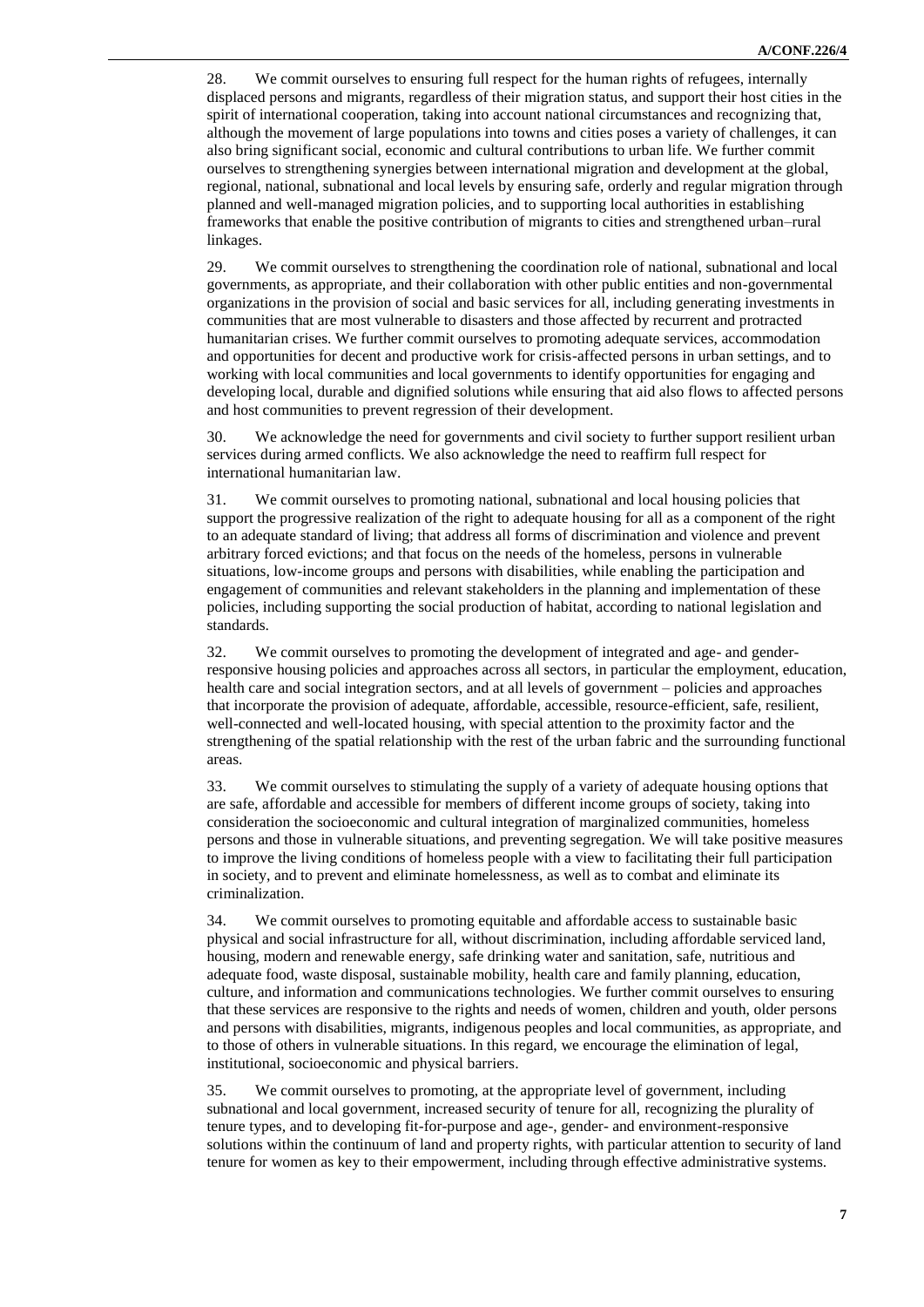28. We commit ourselves to ensuring full respect for the human rights of refugees, internally displaced persons and migrants, regardless of their migration status, and support their host cities in the spirit of international cooperation, taking into account national circumstances and recognizing that, although the movement of large populations into towns and cities poses a variety of challenges, it can also bring significant social, economic and cultural contributions to urban life. We further commit ourselves to strengthening synergies between international migration and development at the global, regional, national, subnational and local levels by ensuring safe, orderly and regular migration through planned and well-managed migration policies, and to supporting local authorities in establishing frameworks that enable the positive contribution of migrants to cities and strengthened urban–rural linkages.

29. We commit ourselves to strengthening the coordination role of national, subnational and local governments, as appropriate, and their collaboration with other public entities and non-governmental organizations in the provision of social and basic services for all, including generating investments in communities that are most vulnerable to disasters and those affected by recurrent and protracted humanitarian crises. We further commit ourselves to promoting adequate services, accommodation and opportunities for decent and productive work for crisis-affected persons in urban settings, and to working with local communities and local governments to identify opportunities for engaging and developing local, durable and dignified solutions while ensuring that aid also flows to affected persons and host communities to prevent regression of their development.

30. We acknowledge the need for governments and civil society to further support resilient urban services during armed conflicts. We also acknowledge the need to reaffirm full respect for international humanitarian law.

31. We commit ourselves to promoting national, subnational and local housing policies that support the progressive realization of the right to adequate housing for all as a component of the right to an adequate standard of living; that address all forms of discrimination and violence and prevent arbitrary forced evictions; and that focus on the needs of the homeless, persons in vulnerable situations, low-income groups and persons with disabilities, while enabling the participation and engagement of communities and relevant stakeholders in the planning and implementation of these policies, including supporting the social production of habitat, according to national legislation and standards.

32. We commit ourselves to promoting the development of integrated and age- and gender-responsive housing policies and approaches across all sectors, in particular the employment, education, health care and social integration sectors, and at all levels of government – policies and approaches that incorporate the provision of adequate, affordable, accessible, resource-efficient, safe, resilient, well-connected and well-located housing, with special attention to the proximity factor and the strengthening of the spatial relationship with the rest of the urban fabric and the surrounding functional areas.

33. We commit ourselves to stimulating the supply of a variety of adequate housing options that are safe, affordable and accessible for members of different income groups of society, taking into consideration the socioeconomic and cultural integration of marginalized communities, homeless persons and those in vulnerable situations, and preventing segregation. We will take positive measures to improve the living conditions of homeless people with a view to facilitating their full participation in society, and to prevent and eliminate homelessness, as well as to combat and eliminate its criminalization.

34. We commit ourselves to promoting equitable and affordable access to sustainable basic physical and social infrastructure for all, without discrimination, including affordable serviced land, housing, modern and renewable energy, safe drinking water and sanitation, safe, nutritious and adequate food, waste disposal, sustainable mobility, health care and family planning, education, culture, and information and communications technologies. We further commit ourselves to ensuring that these services are responsive to the rights and needs of women, children and youth, older persons and persons with disabilities, migrants, indigenous peoples and local communities, as appropriate, and to those of others in vulnerable situations. In this regard, we encourage the elimination of legal, institutional, socioeconomic and physical barriers.

35. We commit ourselves to promoting, at the appropriate level of government, including subnational and local government, increased security of tenure for all, recognizing the plurality of tenure types, and to developing fit-for-purpose and age-, gender- and environment-responsive solutions within the continuum of land and property rights, with particular attention to security of land tenure for women as key to their empowerment, including through effective administrative systems.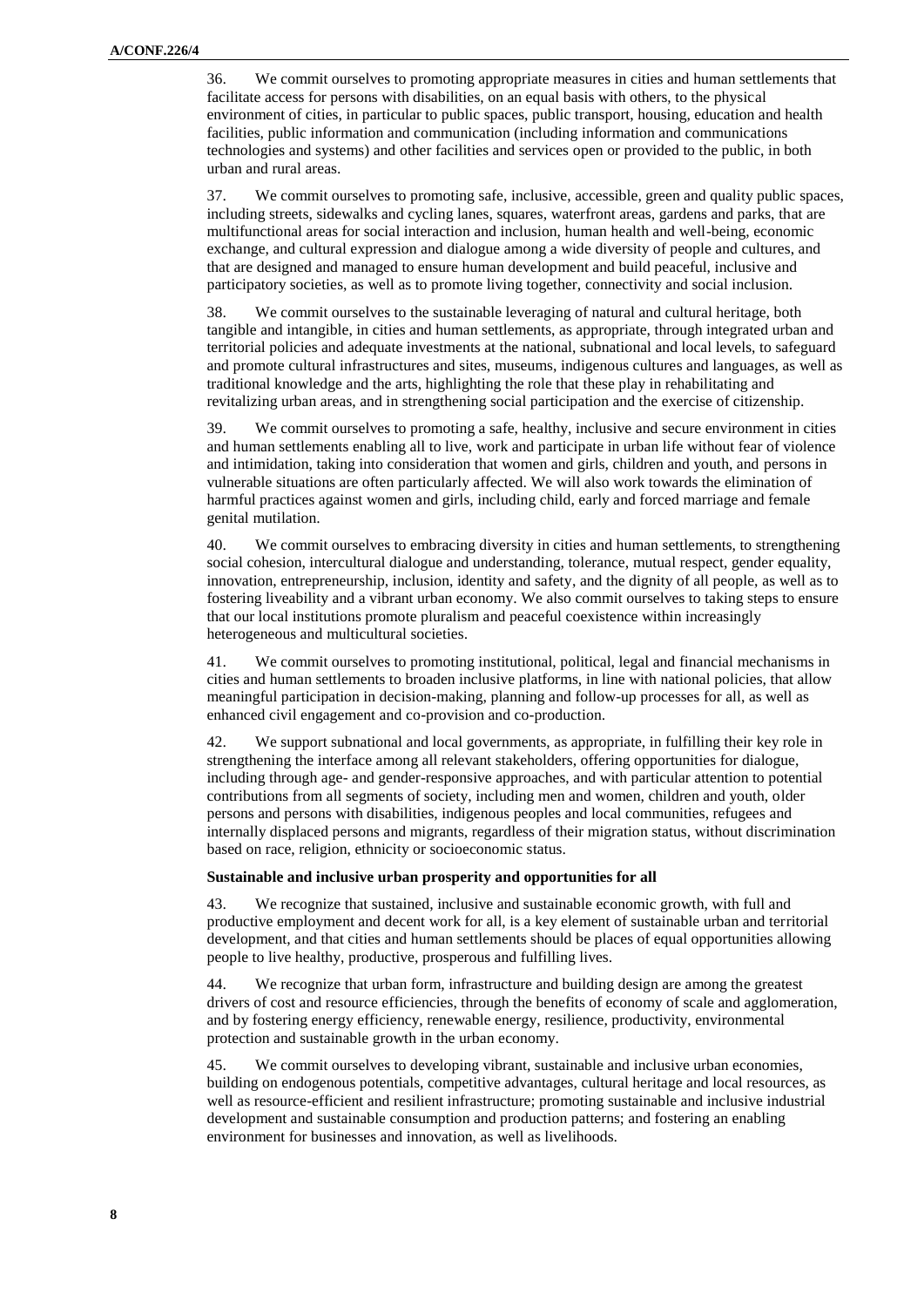36. We commit ourselves to promoting appropriate measures in cities and human settlements that facilitate access for persons with disabilities, on an equal basis with others, to the physical environment of cities, in particular to public spaces, public transport, housing, education and health facilities, public information and communication (including information and communications technologies and systems) and other facilities and services open or provided to the public, in both urban and rural areas.

37. We commit ourselves to promoting safe, inclusive, accessible, green and quality public spaces, including streets, sidewalks and cycling lanes, squares, waterfront areas, gardens and parks, that are multifunctional areas for social interaction and inclusion, human health and well-being, economic exchange, and cultural expression and dialogue among a wide diversity of people and cultures, and that are designed and managed to ensure human development and build peaceful, inclusive and participatory societies, as well as to promote living together, connectivity and social inclusion.

38. We commit ourselves to the sustainable leveraging of natural and cultural heritage, both tangible and intangible, in cities and human settlements, as appropriate, through integrated urban and territorial policies and adequate investments at the national, subnational and local levels, to safeguard and promote cultural infrastructures and sites, museums, indigenous cultures and languages, as well as traditional knowledge and the arts, highlighting the role that these play in rehabilitating and revitalizing urban areas, and in strengthening social participation and the exercise of citizenship.

39. We commit ourselves to promoting a safe, healthy, inclusive and secure environment in cities and human settlements enabling all to live, work and participate in urban life without fear of violence and intimidation, taking into consideration that women and girls, children and youth, and persons in vulnerable situations are often particularly affected. We will also work towards the elimination of harmful practices against women and girls, including child, early and forced marriage and female genital mutilation.

40. We commit ourselves to embracing diversity in cities and human settlements, to strengthening social cohesion, intercultural dialogue and understanding, tolerance, mutual respect, gender equality, innovation, entrepreneurship, inclusion, identity and safety, and the dignity of all people, as well as to fostering liveability and a vibrant urban economy. We also commit ourselves to taking steps to ensure that our local institutions promote pluralism and peaceful coexistence within increasingly heterogeneous and multicultural societies.

41. We commit ourselves to promoting institutional, political, legal and financial mechanisms in cities and human settlements to broaden inclusive platforms, in line with national policies, that allow meaningful participation in decision-making, planning and follow-up processes for all, as well as enhanced civil engagement and co-provision and co-production.

42. We support subnational and local governments, as appropriate, in fulfilling their key role in strengthening the interface among all relevant stakeholders, offering opportunities for dialogue, including through age- and gender-responsive approaches, and with particular attention to potential contributions from all segments of society, including men and women, children and youth, older persons and persons with disabilities, indigenous peoples and local communities, refugees and internally displaced persons and migrants, regardless of their migration status, without discrimination based on race, religion, ethnicity or socioeconomic status.

**Sustainable and inclusive urban prosperity and opportunities for all**

43. We recognize that sustained, inclusive and sustainable economic growth, with full and productive employment and decent work for all, is a key element of sustainable urban and territorial development, and that cities and human settlements should be places of equal opportunities allowing people to live healthy, productive, prosperous and fulfilling lives.

44. We recognize that urban form, infrastructure and building design are among the greatest drivers of cost and resource efficiencies, through the benefits of economy of scale and agglomeration, and by fostering energy efficiency, renewable energy, resilience, productivity, environmental protection and sustainable growth in the urban economy.

45. We commit ourselves to developing vibrant, sustainable and inclusive urban economies, building on endogenous potentials, competitive advantages, cultural heritage and local resources, as well as resource-efficient and resilient infrastructure; promoting sustainable and inclusive industrial development and sustainable consumption and production patterns; and fostering an enabling environment for businesses and innovation, as well as livelihoods.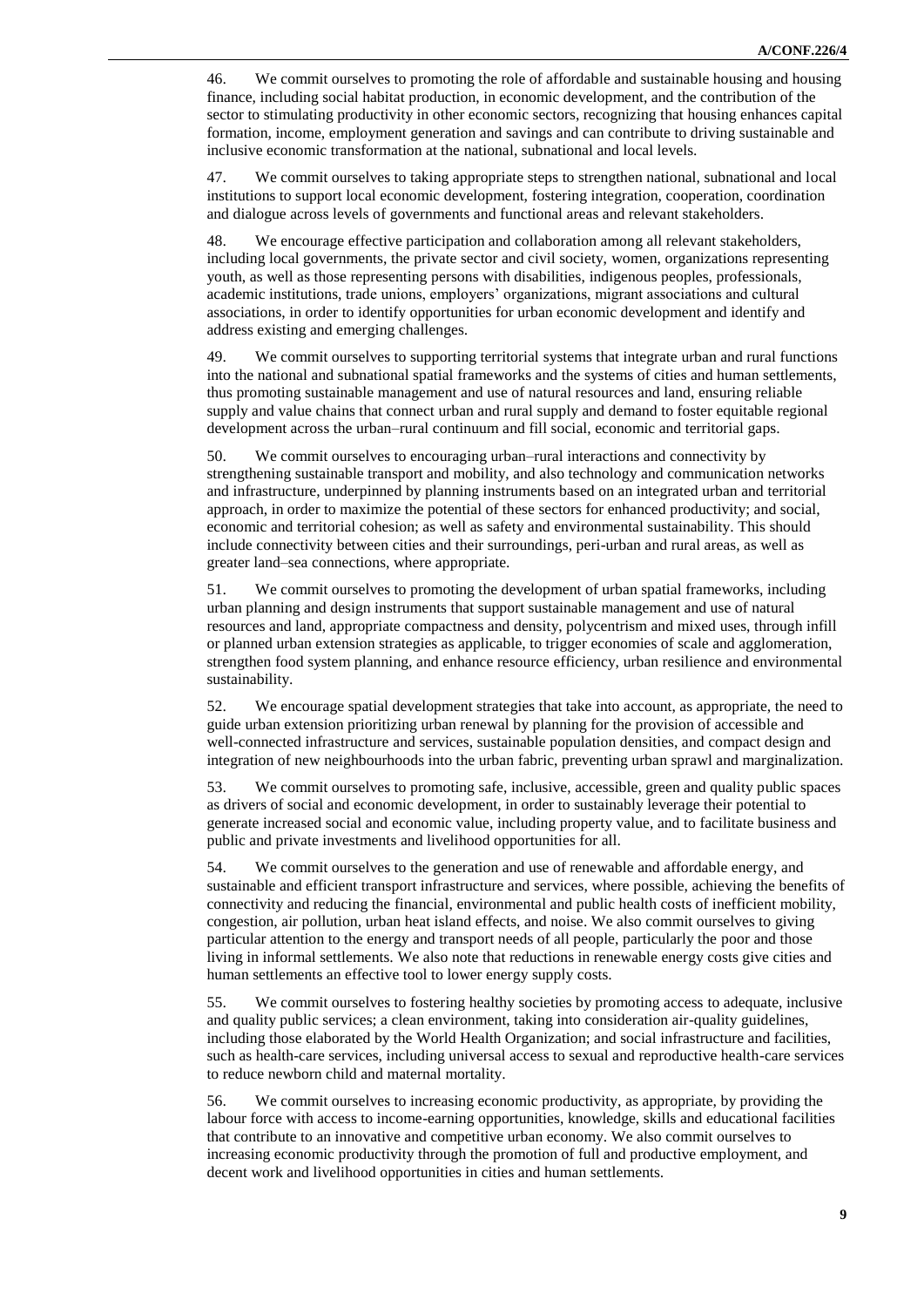46. We commit ourselves to promoting the role of affordable and sustainable housing and housing finance, including social habitat production, in economic development, and the contribution of the sector to stimulating productivity in other economic sectors, recognizing that housing enhances capital formation, income, employment generation and savings and can contribute to driving sustainable and inclusive economic transformation at the national, subnational and local levels.

47. We commit ourselves to taking appropriate steps to strengthen national, subnational and local institutions to support local economic development, fostering integration, cooperation, coordination and dialogue across levels of governments and functional areas and relevant stakeholders.

48. We encourage effective participation and collaboration among all relevant stakeholders, including local governments, the private sector and civil society, women, organizations representing youth, as well as those representing persons with disabilities, indigenous peoples, professionals, academic institutions, trade unions, employers' organizations, migrant associations and cultural associations, in order to identify opportunities for urban economic development and identify and address existing and emerging challenges.

49. We commit ourselves to supporting territorial systems that integrate urban and rural functions into the national and subnational spatial frameworks and the systems of cities and human settlements, thus promoting sustainable management and use of natural resources and land, ensuring reliable supply and value chains that connect urban and rural supply and demand to foster equitable regional development across the urban–rural continuum and fill social, economic and territorial gaps.

50. We commit ourselves to encouraging urban–rural interactions and connectivity by strengthening sustainable transport and mobility, and also technology and communication networks and infrastructure, underpinned by planning instruments based on an integrated urban and territorial approach, in order to maximize the potential of these sectors for enhanced productivity; and social, economic and territorial cohesion; as well as safety and environmental sustainability. This should include connectivity between cities and their surroundings, peri-urban and rural areas, as well as greater land–sea connections, where appropriate.

51. We commit ourselves to promoting the development of urban spatial frameworks, including urban planning and design instruments that support sustainable management and use of natural resources and land, appropriate compactness and density, polycentrism and mixed uses, through infill or planned urban extension strategies as applicable, to trigger economies of scale and agglomeration, strengthen food system planning, and enhance resource efficiency, urban resilience and environmental sustainability.

52. We encourage spatial development strategies that take into account, as appropriate, the need to guide urban extension prioritizing urban renewal by planning for the provision of accessible and well-connected infrastructure and services, sustainable population densities, and compact design and integration of new neighbourhoods into the urban fabric, preventing urban sprawl and marginalization.

53. We commit ourselves to promoting safe, inclusive, accessible, green and quality public spaces as drivers of social and economic development, in order to sustainably leverage their potential to generate increased social and economic value, including property value, and to facilitate business and public and private investments and livelihood opportunities for all.

54. We commit ourselves to the generation and use of renewable and affordable energy, and sustainable and efficient transport infrastructure and services, where possible, achieving the benefits of connectivity and reducing the financial, environmental and public health costs of inefficient mobility, congestion, air pollution, urban heat island effects, and noise. We also commit ourselves to giving particular attention to the energy and transport needs of all people, particularly the poor and those living in informal settlements. We also note that reductions in renewable energy costs give cities and human settlements an effective tool to lower energy supply costs.

55. We commit ourselves to fostering healthy societies by promoting access to adequate, inclusive and quality public services; a clean environment, taking into consideration air-quality guidelines, including those elaborated by the World Health Organization; and social infrastructure and facilities, such as health-care services, including universal access to sexual and reproductive health-care services to reduce newborn child and maternal mortality.

56. We commit ourselves to increasing economic productivity, as appropriate, by providing the labour force with access to income-earning opportunities, knowledge, skills and educational facilities that contribute to an innovative and competitive urban economy. We also commit ourselves to increasing economic productivity through the promotion of full and productive employment, and decent work and livelihood opportunities in cities and human settlements.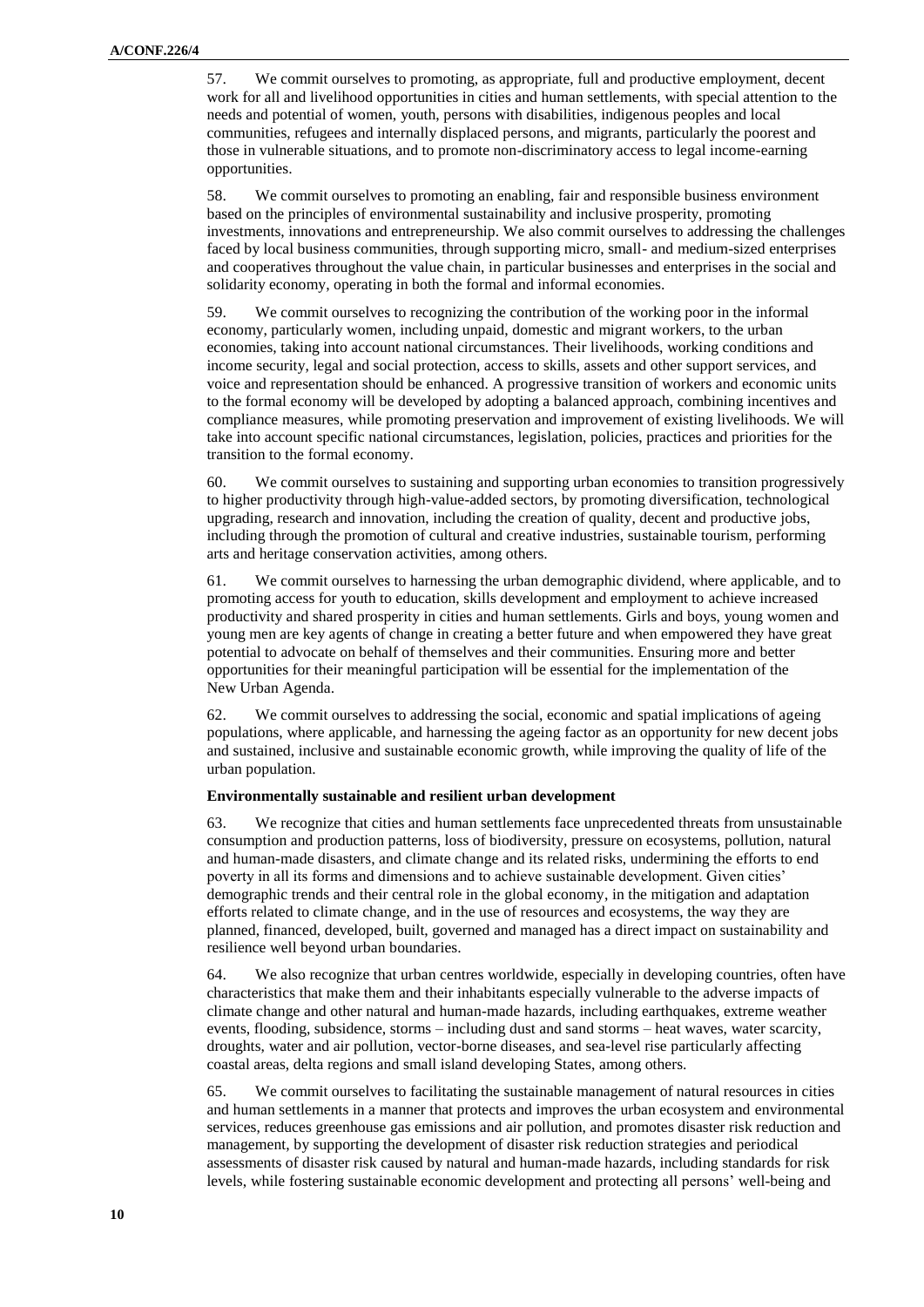57. We commit ourselves to promoting, as appropriate, full and productive employment, decent work for all and livelihood opportunities in cities and human settlements, with special attention to the needs and potential of women, youth, persons with disabilities, indigenous peoples and local communities, refugees and internally displaced persons, and migrants, particularly the poorest and those in vulnerable situations, and to promote non-discriminatory access to legal income-earning opportunities.

58. We commit ourselves to promoting an enabling, fair and responsible business environment based on the principles of environmental sustainability and inclusive prosperity, promoting investments, innovations and entrepreneurship. We also commit ourselves to addressing the challenges faced by local business communities, through supporting micro, small- and medium-sized enterprises and cooperatives throughout the value chain, in particular businesses and enterprises in the social and solidarity economy, operating in both the formal and informal economies.

59. We commit ourselves to recognizing the contribution of the working poor in the informal economy, particularly women, including unpaid, domestic and migrant workers, to the urban economies, taking into account national circumstances. Their livelihoods, working conditions and income security, legal and social protection, access to skills, assets and other support services, and voice and representation should be enhanced. A progressive transition of workers and economic units to the formal economy will be developed by adopting a balanced approach, combining incentives and compliance measures, while promoting preservation and improvement of existing livelihoods. We will take into account specific national circumstances, legislation, policies, practices and priorities for the transition to the formal economy.

60. We commit ourselves to sustaining and supporting urban economies to transition progressively to higher productivity through high-value-added sectors, by promoting diversification, technological upgrading, research and innovation, including the creation of quality, decent and productive jobs, including through the promotion of cultural and creative industries, sustainable tourism, performing arts and heritage conservation activities, among others.

61. We commit ourselves to harnessing the urban demographic dividend, where applicable, and to promoting access for youth to education, skills development and employment to achieve increased productivity and shared prosperity in cities and human settlements. Girls and boys, young women and young men are key agents of change in creating a better future and when empowered they have great potential to advocate on behalf of themselves and their communities. Ensuring more and better opportunities for their meaningful participation will be essential for the implementation of the New Urban Agenda.

62. We commit ourselves to addressing the social, economic and spatial implications of ageing populations, where applicable, and harnessing the ageing factor as an opportunity for new decent jobs and sustained, inclusive and sustainable economic growth, while improving the quality of life of the urban population.

**Environmentally sustainable and resilient urban development**

63. We recognize that cities and human settlements face unprecedented threats from unsustainable consumption and production patterns, loss of biodiversity, pressure on ecosystems, pollution, natural and human-made disasters, and climate change and its related risks, undermining the efforts to end poverty in all its forms and dimensions and to achieve sustainable development. Given cities' demographic trends and their central role in the global economy, in the mitigation and adaptation efforts related to climate change, and in the use of resources and ecosystems, the way they are planned, financed, developed, built, governed and managed has a direct impact on sustainability and resilience well beyond urban boundaries.

64. We also recognize that urban centres worldwide, especially in developing countries, often have characteristics that make them and their inhabitants especially vulnerable to the adverse impacts of climate change and other natural and human-made hazards, including earthquakes, extreme weather events, flooding, subsidence, storms – including dust and sand storms – heat waves, water scarcity, droughts, water and air pollution, vector-borne diseases, and sea-level rise particularly affecting coastal areas, delta regions and small island developing States, among others.

65. We commit ourselves to facilitating the sustainable management of natural resources in cities and human settlements in a manner that protects and improves the urban ecosystem and environmental services, reduces greenhouse gas emissions and air pollution, and promotes disaster risk reduction and management, by supporting the development of disaster risk reduction strategies and periodical assessments of disaster risk caused by natural and human-made hazards, including standards for risk levels, while fostering sustainable economic development and protecting all persons' well-being and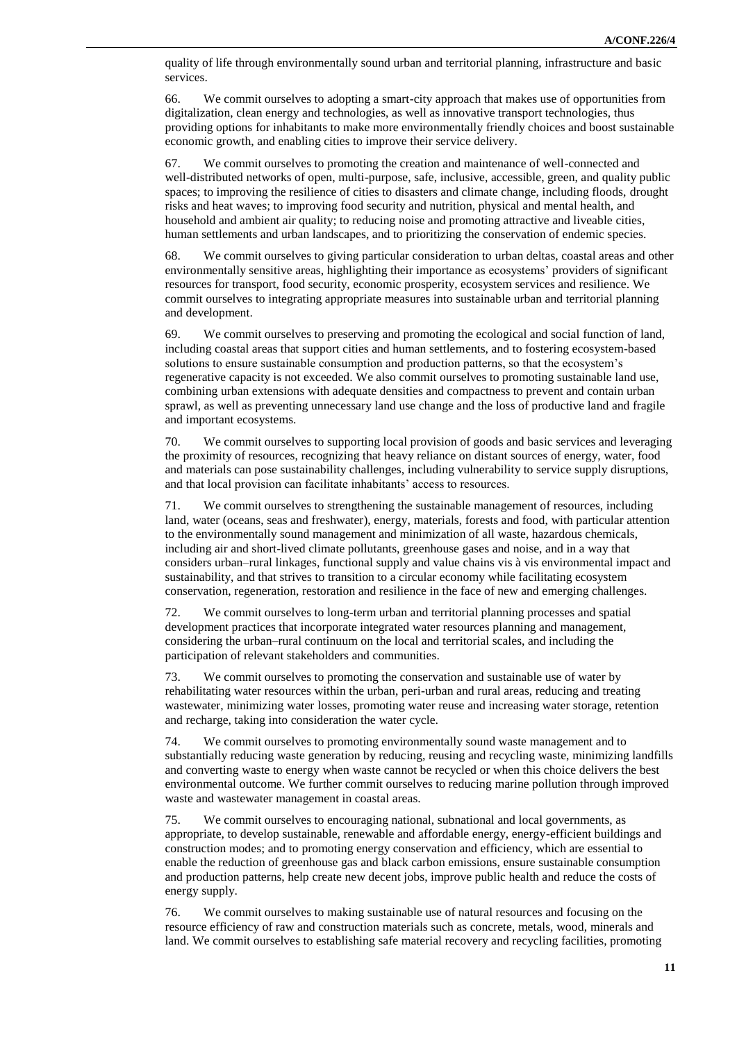quality of life through environmentally sound urban and territorial planning, infrastructure and basic services.

66. We commit ourselves to adopting a smart-city approach that makes use of opportunities from digitalization, clean energy and technologies, as well as innovative transport technologies, thus providing options for inhabitants to make more environmentally friendly choices and boost sustainable economic growth, and enabling cities to improve their service delivery.

67. We commit ourselves to promoting the creation and maintenance of well-connected and well-distributed networks of open, multi-purpose, safe, inclusive, accessible, green, and quality public spaces; to improving the resilience of cities to disasters and climate change, including floods, drought risks and heat waves; to improving food security and nutrition, physical and mental health, and household and ambient air quality; to reducing noise and promoting attractive and liveable cities, human settlements and urban landscapes, and to prioritizing the conservation of endemic species.

68. We commit ourselves to giving particular consideration to urban deltas, coastal areas and other environmentally sensitive areas, highlighting their importance as ecosystems' providers of significant resources for transport, food security, economic prosperity, ecosystem services and resilience. We commit ourselves to integrating appropriate measures into sustainable urban and territorial planning and development.

69. We commit ourselves to preserving and promoting the ecological and social function of land, including coastal areas that support cities and human settlements, and to fostering ecosystem-based solutions to ensure sustainable consumption and production patterns, so that the ecosystem's regenerative capacity is not exceeded. We also commit ourselves to promoting sustainable land use, combining urban extensions with adequate densities and compactness to prevent and contain urban sprawl, as well as preventing unnecessary land use change and the loss of productive land and fragile and important ecosystems.

70. We commit ourselves to supporting local provision of goods and basic services and leveraging the proximity of resources, recognizing that heavy reliance on distant sources of energy, water, food and materials can pose sustainability challenges, including vulnerability to service supply disruptions, and that local provision can facilitate inhabitants' access to resources.

71. We commit ourselves to strengthening the sustainable management of resources, including land, water (oceans, seas and freshwater), energy, materials, forests and food, with particular attention to the environmentally sound management and minimization of all waste, hazardous chemicals, including air and short-lived climate pollutants, greenhouse gases and noise, and in a way that considers urban–rural linkages, functional supply and value chains vis à vis environmental impact and sustainability, and that strives to transition to a circular economy while facilitating ecosystem conservation, regeneration, restoration and resilience in the face of new and emerging challenges.

72. We commit ourselves to long-term urban and territorial planning processes and spatial development practices that incorporate integrated water resources planning and management, considering the urban–rural continuum on the local and territorial scales, and including the participation of relevant stakeholders and communities.

73. We commit ourselves to promoting the conservation and sustainable use of water by rehabilitating water resources within the urban, peri-urban and rural areas, reducing and treating wastewater, minimizing water losses, promoting water reuse and increasing water storage, retention and recharge, taking into consideration the water cycle.

74. We commit ourselves to promoting environmentally sound waste management and to substantially reducing waste generation by reducing, reusing and recycling waste, minimizing landfills and converting waste to energy when waste cannot be recycled or when this choice delivers the best environmental outcome. We further commit ourselves to reducing marine pollution through improved waste and wastewater management in coastal areas.

75. We commit ourselves to encouraging national, subnational and local governments, as appropriate, to develop sustainable, renewable and affordable energy, energy-efficient buildings and construction modes; and to promoting energy conservation and efficiency, which are essential to enable the reduction of greenhouse gas and black carbon emissions, ensure sustainable consumption and production patterns, help create new decent jobs, improve public health and reduce the costs of energy supply.

76. We commit ourselves to making sustainable use of natural resources and focusing on the resource efficiency of raw and construction materials such as concrete, metals, wood, minerals and land. We commit ourselves to establishing safe material recovery and recycling facilities, promoting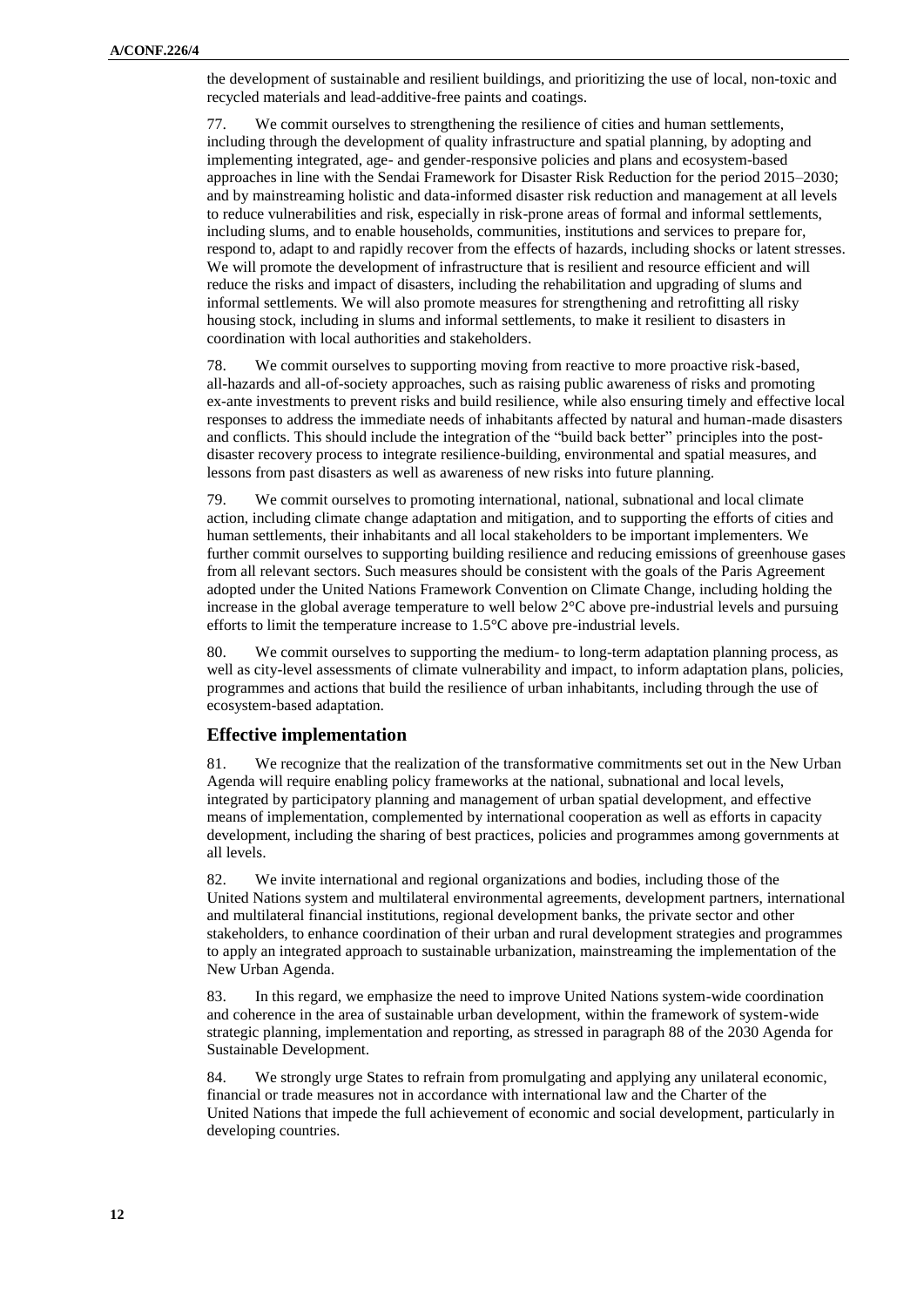the development of sustainable and resilient buildings, and prioritizing the use of local, non-toxic and recycled materials and lead-additive-free paints and coatings.

77. We commit ourselves to strengthening the resilience of cities and human settlements, including through the development of quality infrastructure and spatial planning, by adopting and implementing integrated, age- and gender-responsive policies and plans and ecosystem-based approaches in line with the Sendai Framework for Disaster Risk Reduction for the period 2015–2030; and by mainstreaming holistic and data-informed disaster risk reduction and management at all levels to reduce vulnerabilities and risk, especially in risk-prone areas of formal and informal settlements, including slums, and to enable households, communities, institutions and services to prepare for, respond to, adapt to and rapidly recover from the effects of hazards, including shocks or latent stresses. We will promote the development of infrastructure that is resilient and resource efficient and will reduce the risks and impact of disasters, including the rehabilitation and upgrading of slums and informal settlements. We will also promote measures for strengthening and retrofitting all risky housing stock, including in slums and informal settlements, to make it resilient to disasters in coordination with local authorities and stakeholders.

78. We commit ourselves to supporting moving from reactive to more proactive risk-based, all-hazards and all-of-society approaches, such as raising public awareness of risks and promoting ex-ante investments to prevent risks and build resilience, while also ensuring timely and effective local responses to address the immediate needs of inhabitants affected by natural and human-made disasters and conflicts. This should include the integration of the "build back better" principles into the post-disaster recovery process to integrate resilience-building, environmental and spatial measures, and lessons from past disasters as well as awareness of new risks into future planning.

79. We commit ourselves to promoting international, national, subnational and local climate action, including climate change adaptation and mitigation, and to supporting the efforts of cities and human settlements, their inhabitants and all local stakeholders to be important implementers. We further commit ourselves to supporting building resilience and reducing emissions of greenhouse gases from all relevant sectors. Such measures should be consistent with the goals of the Paris Agreement adopted under the United Nations Framework Convention on Climate Change, including holding the increase in the global average temperature to well below 2°C above pre-industrial levels and pursuing efforts to limit the temperature increase to 1.5°C above pre-industrial levels.

80. We commit ourselves to supporting the medium- to long-term adaptation planning process, as well as city-level assessments of climate vulnerability and impact, to inform adaptation plans, policies, programmes and actions that build the resilience of urban inhabitants, including through the use of ecosystem-based adaptation.

## Effective implementation

81. We recognize that the realization of the transformative commitments set out in the New Urban Agenda will require enabling policy frameworks at the national, subnational and local levels, integrated by participatory planning and management of urban spatial development, and effective means of implementation, complemented by international cooperation as well as efforts in capacity development, including the sharing of best practices, policies and programmes among governments at all levels.

82. We invite international and regional organizations and bodies, including those of the United Nations system and multilateral environmental agreements, development partners, international and multilateral financial institutions, regional development banks, the private sector and other stakeholders, to enhance coordination of their urban and rural development strategies and programmes to apply an integrated approach to sustainable urbanization, mainstreaming the implementation of the New Urban Agenda.

83. In this regard, we emphasize the need to improve United Nations system-wide coordination and coherence in the area of sustainable urban development, within the framework of system-wide strategic planning, implementation and reporting, as stressed in paragraph 88 of the 2030 Agenda for Sustainable Development.

84. We strongly urge States to refrain from promulgating and applying any unilateral economic, financial or trade measures not in accordance with international law and the Charter of the United Nations that impede the full achievement of economic and social development, particularly in developing countries.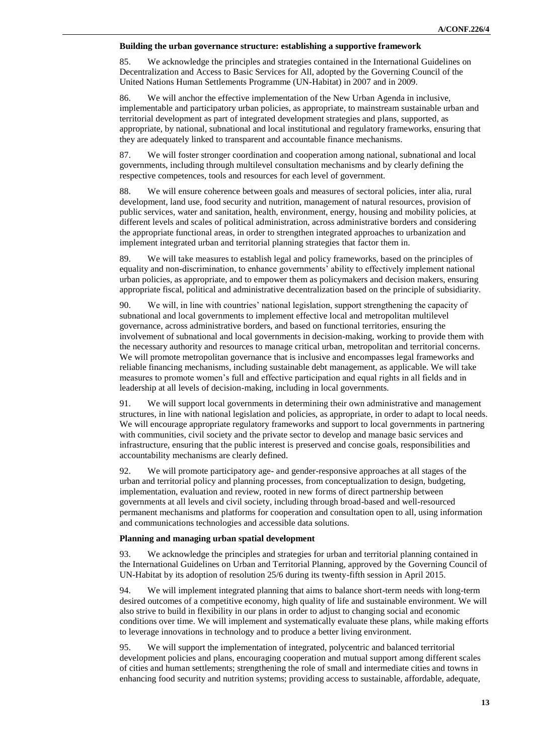**Building the urban governance structure: establishing a supportive framework**

85. We acknowledge the principles and strategies contained in the International Guidelines on Decentralization and Access to Basic Services for All, adopted by the Governing Council of the United Nations Human Settlements Programme (UN-Habitat) in 2007 and in 2009.

86. We will anchor the effective implementation of the New Urban Agenda in inclusive, implementable and participatory urban policies, as appropriate, to mainstream sustainable urban and territorial development as part of integrated development strategies and plans, supported, as appropriate, by national, subnational and local institutional and regulatory frameworks, ensuring that they are adequately linked to transparent and accountable finance mechanisms.

87. We will foster stronger coordination and cooperation among national, subnational and local governments, including through multilevel consultation mechanisms and by clearly defining the respective competences, tools and resources for each level of government.

88. We will ensure coherence between goals and measures of sectoral policies, inter alia, rural development, land use, food security and nutrition, management of natural resources, provision of public services, water and sanitation, health, environment, energy, housing and mobility policies, at different levels and scales of political administration, across administrative borders and considering the appropriate functional areas, in order to strengthen integrated approaches to urbanization and implement integrated urban and territorial planning strategies that factor them in.

89. We will take measures to establish legal and policy frameworks, based on the principles of equality and non-discrimination, to enhance governments' ability to effectively implement national urban policies, as appropriate, and to empower them as policymakers and decision makers, ensuring appropriate fiscal, political and administrative decentralization based on the principle of subsidiarity.

90. We will, in line with countries' national legislation, support strengthening the capacity of subnational and local governments to implement effective local and metropolitan multilevel governance, across administrative borders, and based on functional territories, ensuring the involvement of subnational and local governments in decision-making, working to provide them with the necessary authority and resources to manage critical urban, metropolitan and territorial concerns. We will promote metropolitan governance that is inclusive and encompasses legal frameworks and reliable financing mechanisms, including sustainable debt management, as applicable. We will take measures to promote women's full and effective participation and equal rights in all fields and in leadership at all levels of decision-making, including in local governments.

91. We will support local governments in determining their own administrative and management structures, in line with national legislation and policies, as appropriate, in order to adapt to local needs. We will encourage appropriate regulatory frameworks and support to local governments in partnering with communities, civil society and the private sector to develop and manage basic services and infrastructure, ensuring that the public interest is preserved and concise goals, responsibilities and accountability mechanisms are clearly defined.

92. We will promote participatory age- and gender-responsive approaches at all stages of the urban and territorial policy and planning processes, from conceptualization to design, budgeting, implementation, evaluation and review, rooted in new forms of direct partnership between governments at all levels and civil society, including through broad-based and well-resourced permanent mechanisms and platforms for cooperation and consultation open to all, using information and communications technologies and accessible data solutions.

**Planning and managing urban spatial development**

93. We acknowledge the principles and strategies for urban and territorial planning contained in the International Guidelines on Urban and Territorial Planning, approved by the Governing Council of UN-Habitat by its adoption of resolution 25/6 during its twenty-fifth session in April 2015.

94. We will implement integrated planning that aims to balance short-term needs with long-term desired outcomes of a competitive economy, high quality of life and sustainable environment. We will also strive to build in flexibility in our plans in order to adjust to changing social and economic conditions over time. We will implement and systematically evaluate these plans, while making efforts to leverage innovations in technology and to produce a better living environment.

95. We will support the implementation of integrated, polycentric and balanced territorial development policies and plans, encouraging cooperation and mutual support among different scales of cities and human settlements; strengthening the role of small and intermediate cities and towns in enhancing food security and nutrition systems; providing access to sustainable, affordable, adequate,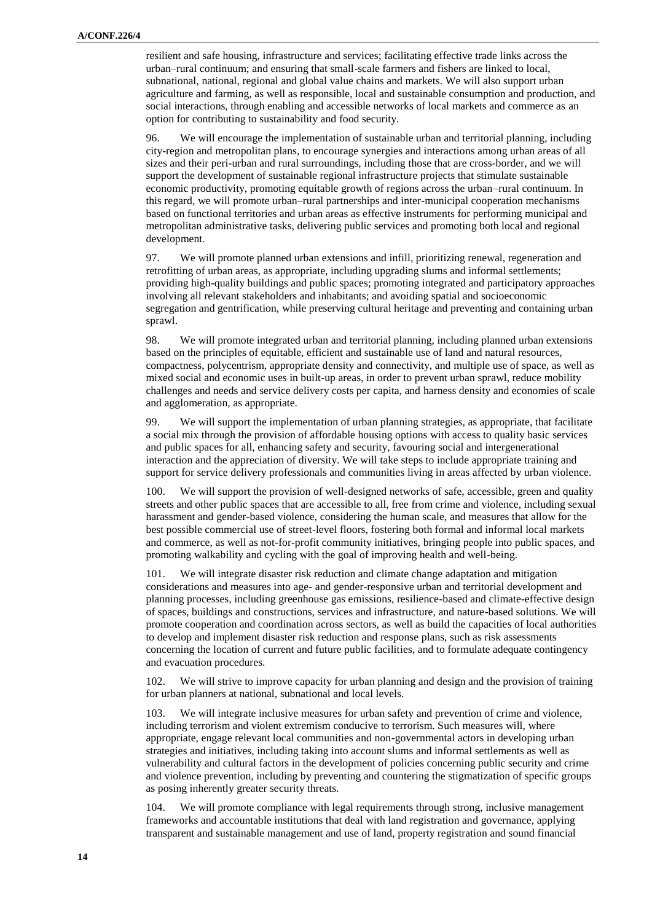resilient and safe housing, infrastructure and services; facilitating effective trade links across the urban–rural continuum; and ensuring that small-scale farmers and fishers are linked to local, subnational, national, regional and global value chains and markets. We will also support urban agriculture and farming, as well as responsible, local and sustainable consumption and production, and social interactions, through enabling and accessible networks of local markets and commerce as an option for contributing to sustainability and food security.

96. We will encourage the implementation of sustainable urban and territorial planning, including city-region and metropolitan plans, to encourage synergies and interactions among urban areas of all sizes and their peri-urban and rural surroundings, including those that are cross-border, and we will support the development of sustainable regional infrastructure projects that stimulate sustainable economic productivity, promoting equitable growth of regions across the urban–rural continuum. In this regard, we will promote urban–rural partnerships and inter-municipal cooperation mechanisms based on functional territories and urban areas as effective instruments for performing municipal and metropolitan administrative tasks, delivering public services and promoting both local and regional development.

97. We will promote planned urban extensions and infill, prioritizing renewal, regeneration and retrofitting of urban areas, as appropriate, including upgrading slums and informal settlements; providing high-quality buildings and public spaces; promoting integrated and participatory approaches involving all relevant stakeholders and inhabitants; and avoiding spatial and socioeconomic segregation and gentrification, while preserving cultural heritage and preventing and containing urban sprawl.

98. We will promote integrated urban and territorial planning, including planned urban extensions based on the principles of equitable, efficient and sustainable use of land and natural resources, compactness, polycentrism, appropriate density and connectivity, and multiple use of space, as well as mixed social and economic uses in built-up areas, in order to prevent urban sprawl, reduce mobility challenges and needs and service delivery costs per capita, and harness density and economies of scale and agglomeration, as appropriate.

99. We will support the implementation of urban planning strategies, as appropriate, that facilitate a social mix through the provision of affordable housing options with access to quality basic services and public spaces for all, enhancing safety and security, favouring social and intergenerational interaction and the appreciation of diversity. We will take steps to include appropriate training and support for service delivery professionals and communities living in areas affected by urban violence.

100. We will support the provision of well-designed networks of safe, accessible, green and quality streets and other public spaces that are accessible to all, free from crime and violence, including sexual harassment and gender-based violence, considering the human scale, and measures that allow for the best possible commercial use of street-level floors, fostering both formal and informal local markets and commerce, as well as not-for-profit community initiatives, bringing people into public spaces, and promoting walkability and cycling with the goal of improving health and well-being.

101. We will integrate disaster risk reduction and climate change adaptation and mitigation considerations and measures into age- and gender-responsive urban and territorial development and planning processes, including greenhouse gas emissions, resilience-based and climate-effective design of spaces, buildings and constructions, services and infrastructure, and nature-based solutions. We will promote cooperation and coordination across sectors, as well as build the capacities of local authorities to develop and implement disaster risk reduction and response plans, such as risk assessments concerning the location of current and future public facilities, and to formulate adequate contingency and evacuation procedures.

102. We will strive to improve capacity for urban planning and design and the provision of training for urban planners at national, subnational and local levels.

103. We will integrate inclusive measures for urban safety and prevention of crime and violence, including terrorism and violent extremism conducive to terrorism. Such measures will, where appropriate, engage relevant local communities and non-governmental actors in developing urban strategies and initiatives, including taking into account slums and informal settlements as well as vulnerability and cultural factors in the development of policies concerning public security and crime and violence prevention, including by preventing and countering the stigmatization of specific groups as posing inherently greater security threats.

104. We will promote compliance with legal requirements through strong, inclusive management frameworks and accountable institutions that deal with land registration and governance, applying transparent and sustainable management and use of land, property registration and sound financial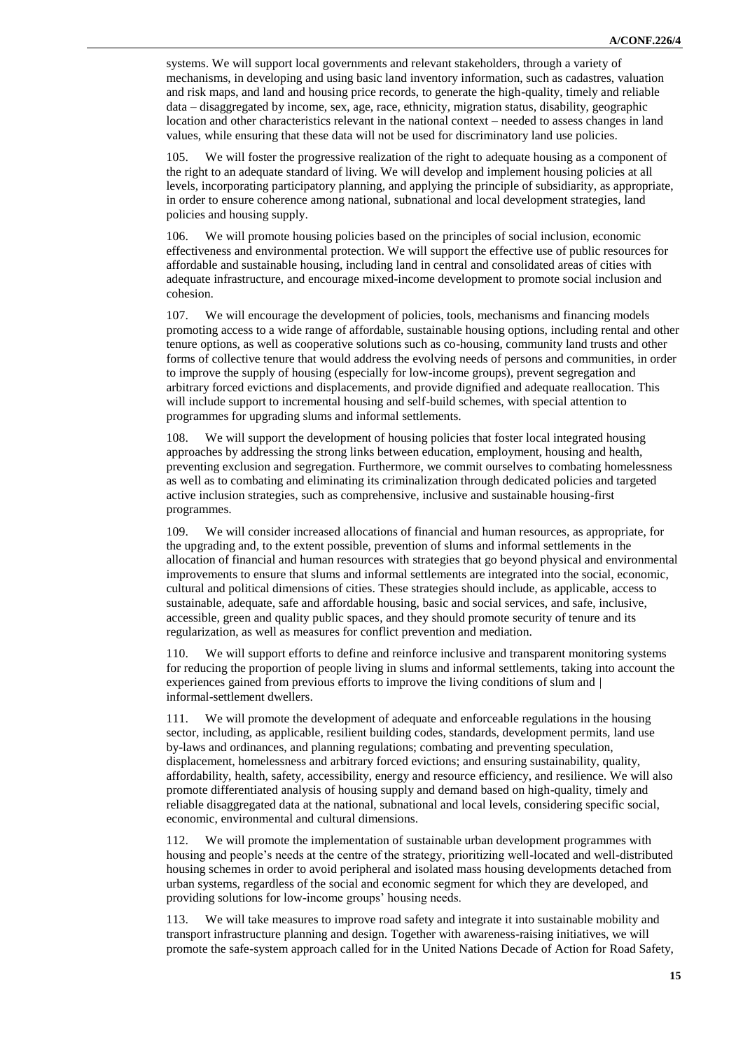systems. We will support local governments and relevant stakeholders, through a variety of mechanisms, in developing and using basic land inventory information, such as cadastres, valuation and risk maps, and land and housing price records, to generate the high-quality, timely and reliable data – disaggregated by income, sex, age, race, ethnicity, migration status, disability, geographic location and other characteristics relevant in the national context – needed to assess changes in land values, while ensuring that these data will not be used for discriminatory land use policies.

105. We will foster the progressive realization of the right to adequate housing as a component of the right to an adequate standard of living. We will develop and implement housing policies at all levels, incorporating participatory planning, and applying the principle of subsidiarity, as appropriate, in order to ensure coherence among national, subnational and local development strategies, land policies and housing supply.

106. We will promote housing policies based on the principles of social inclusion, economic effectiveness and environmental protection. We will support the effective use of public resources for affordable and sustainable housing, including land in central and consolidated areas of cities with adequate infrastructure, and encourage mixed-income development to promote social inclusion and cohesion.

107. We will encourage the development of policies, tools, mechanisms and financing models promoting access to a wide range of affordable, sustainable housing options, including rental and other tenure options, as well as cooperative solutions such as co-housing, community land trusts and other forms of collective tenure that would address the evolving needs of persons and communities, in order to improve the supply of housing (especially for low-income groups), prevent segregation and arbitrary forced evictions and displacements, and provide dignified and adequate reallocation. This will include support to incremental housing and self-build schemes, with special attention to programmes for upgrading slums and informal settlements.

108. We will support the development of housing policies that foster local integrated housing approaches by addressing the strong links between education, employment, housing and health, preventing exclusion and segregation. Furthermore, we commit ourselves to combating homelessness as well as to combating and eliminating its criminalization through dedicated policies and targeted active inclusion strategies, such as comprehensive, inclusive and sustainable housing-first programmes.

109. We will consider increased allocations of financial and human resources, as appropriate, for the upgrading and, to the extent possible, prevention of slums and informal settlements in the allocation of financial and human resources with strategies that go beyond physical and environmental improvements to ensure that slums and informal settlements are integrated into the social, economic, cultural and political dimensions of cities. These strategies should include, as applicable, access to sustainable, adequate, safe and affordable housing, basic and social services, and safe, inclusive, accessible, green and quality public spaces, and they should promote security of tenure and its regularization, as well as measures for conflict prevention and mediation.

110. We will support efforts to define and reinforce inclusive and transparent monitoring systems for reducing the proportion of people living in slums and informal settlements, taking into account the experiences gained from previous efforts to improve the living conditions of slum and informal-settlement dwellers.

111. We will promote the development of adequate and enforceable regulations in the housing sector, including, as applicable, resilient building codes, standards, development permits, land use by-laws and ordinances, and planning regulations; combating and preventing speculation, displacement, homelessness and arbitrary forced evictions; and ensuring sustainability, quality, affordability, health, safety, accessibility, energy and resource efficiency, and resilience. We will also promote differentiated analysis of housing supply and demand based on high-quality, timely and reliable disaggregated data at the national, subnational and local levels, considering specific social, economic, environmental and cultural dimensions.

112. We will promote the implementation of sustainable urban development programmes with housing and people's needs at the centre of the strategy, prioritizing well-located and well-distributed housing schemes in order to avoid peripheral and isolated mass housing developments detached from urban systems, regardless of the social and economic segment for which they are developed, and providing solutions for low-income groups' housing needs.

113. We will take measures to improve road safety and integrate it into sustainable mobility and transport infrastructure planning and design. Together with awareness-raising initiatives, we will promote the safe-system approach called for in the United Nations Decade of Action for Road Safety,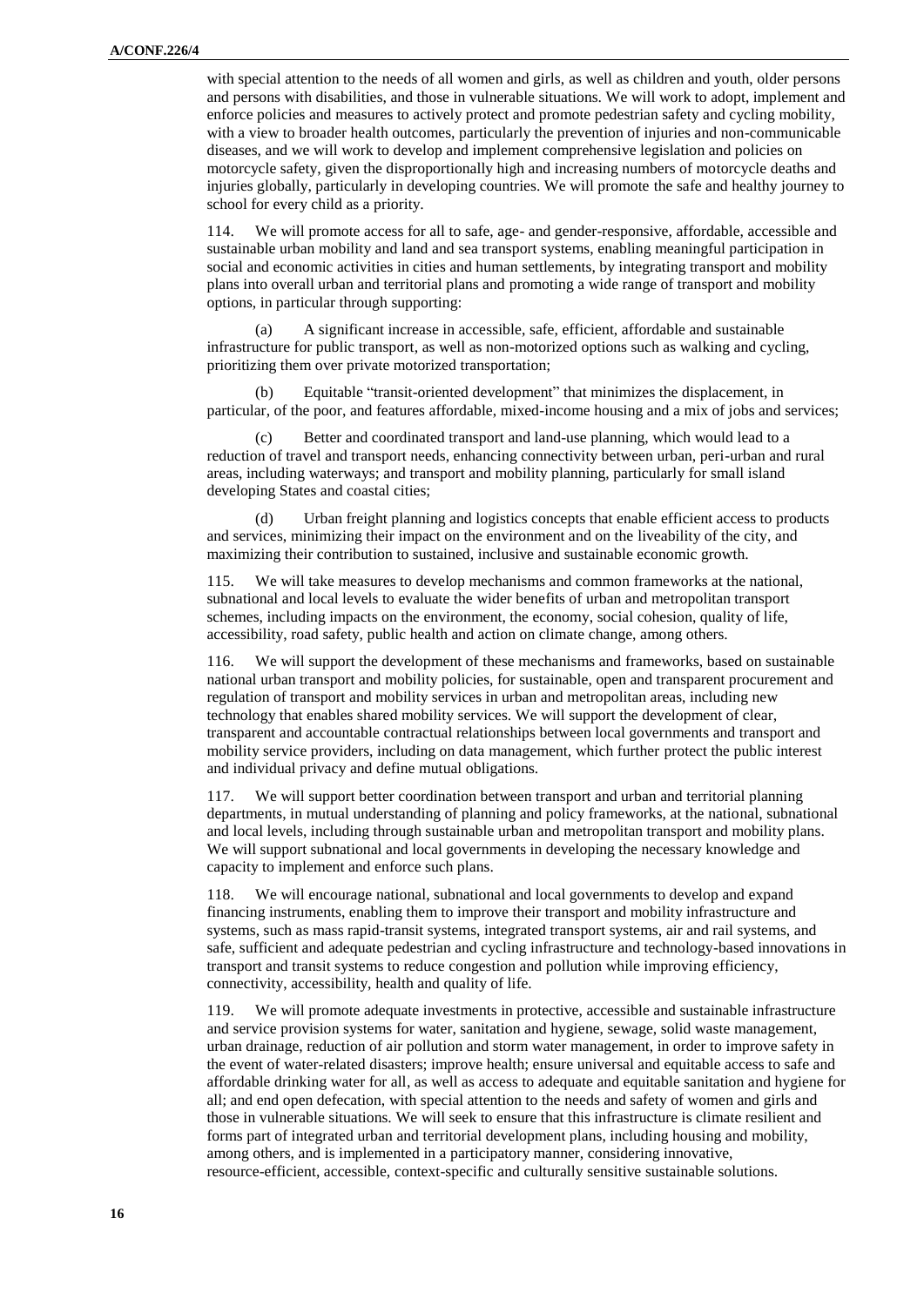with special attention to the needs of all women and girls, as well as children and youth, older persons and persons with disabilities, and those in vulnerable situations. We will work to adopt, implement and enforce policies and measures to actively protect and promote pedestrian safety and cycling mobility, with a view to broader health outcomes, particularly the prevention of injuries and non-communicable diseases, and we will work to develop and implement comprehensive legislation and policies on motorcycle safety, given the disproportionally high and increasing numbers of motorcycle deaths and injuries globally, particularly in developing countries. We will promote the safe and healthy journey to school for every child as a priority.

114. We will promote access for all to safe, age- and gender-responsive, affordable, accessible and sustainable urban mobility and land and sea transport systems, enabling meaningful participation in social and economic activities in cities and human settlements, by integrating transport and mobility plans into overall urban and territorial plans and promoting a wide range of transport and mobility options, in particular through supporting:

(a) A significant increase in accessible, safe, efficient, affordable and sustainable infrastructure for public transport, as well as non-motorized options such as walking and cycling, prioritizing them over private motorized transportation;

(b) Equitable "transit-oriented development" that minimizes the displacement, in particular, of the poor, and features affordable, mixed-income housing and a mix of jobs and services;

(c) Better and coordinated transport and land-use planning, which would lead to a reduction of travel and transport needs, enhancing connectivity between urban, peri-urban and rural areas, including waterways; and transport and mobility planning, particularly for small island developing States and coastal cities;

(d) Urban freight planning and logistics concepts that enable efficient access to products and services, minimizing their impact on the environment and on the liveability of the city, and maximizing their contribution to sustained, inclusive and sustainable economic growth.

115. We will take measures to develop mechanisms and common frameworks at the national, subnational and local levels to evaluate the wider benefits of urban and metropolitan transport schemes, including impacts on the environment, the economy, social cohesion, quality of life, accessibility, road safety, public health and action on climate change, among others.

116. We will support the development of these mechanisms and frameworks, based on sustainable national urban transport and mobility policies, for sustainable, open and transparent procurement and regulation of transport and mobility services in urban and metropolitan areas, including new technology that enables shared mobility services. We will support the development of clear, transparent and accountable contractual relationships between local governments and transport and mobility service providers, including on data management, which further protect the public interest and individual privacy and define mutual obligations.

117. We will support better coordination between transport and urban and territorial planning departments, in mutual understanding of planning and policy frameworks, at the national, subnational and local levels, including through sustainable urban and metropolitan transport and mobility plans. We will support subnational and local governments in developing the necessary knowledge and capacity to implement and enforce such plans.

118. We will encourage national, subnational and local governments to develop and expand financing instruments, enabling them to improve their transport and mobility infrastructure and systems, such as mass rapid-transit systems, integrated transport systems, air and rail systems, and safe, sufficient and adequate pedestrian and cycling infrastructure and technology-based innovations in transport and transit systems to reduce congestion and pollution while improving efficiency, connectivity, accessibility, health and quality of life.

119. We will promote adequate investments in protective, accessible and sustainable infrastructure and service provision systems for water, sanitation and hygiene, sewage, solid waste management, urban drainage, reduction of air pollution and storm water management, in order to improve safety in the event of water-related disasters; improve health; ensure universal and equitable access to safe and affordable drinking water for all, as well as access to adequate and equitable sanitation and hygiene for all; and end open defecation, with special attention to the needs and safety of women and girls and those in vulnerable situations. We will seek to ensure that this infrastructure is climate resilient and forms part of integrated urban and territorial development plans, including housing and mobility, among others, and is implemented in a participatory manner, considering innovative, resource-efficient, accessible, context-specific and culturally sensitive sustainable solutions.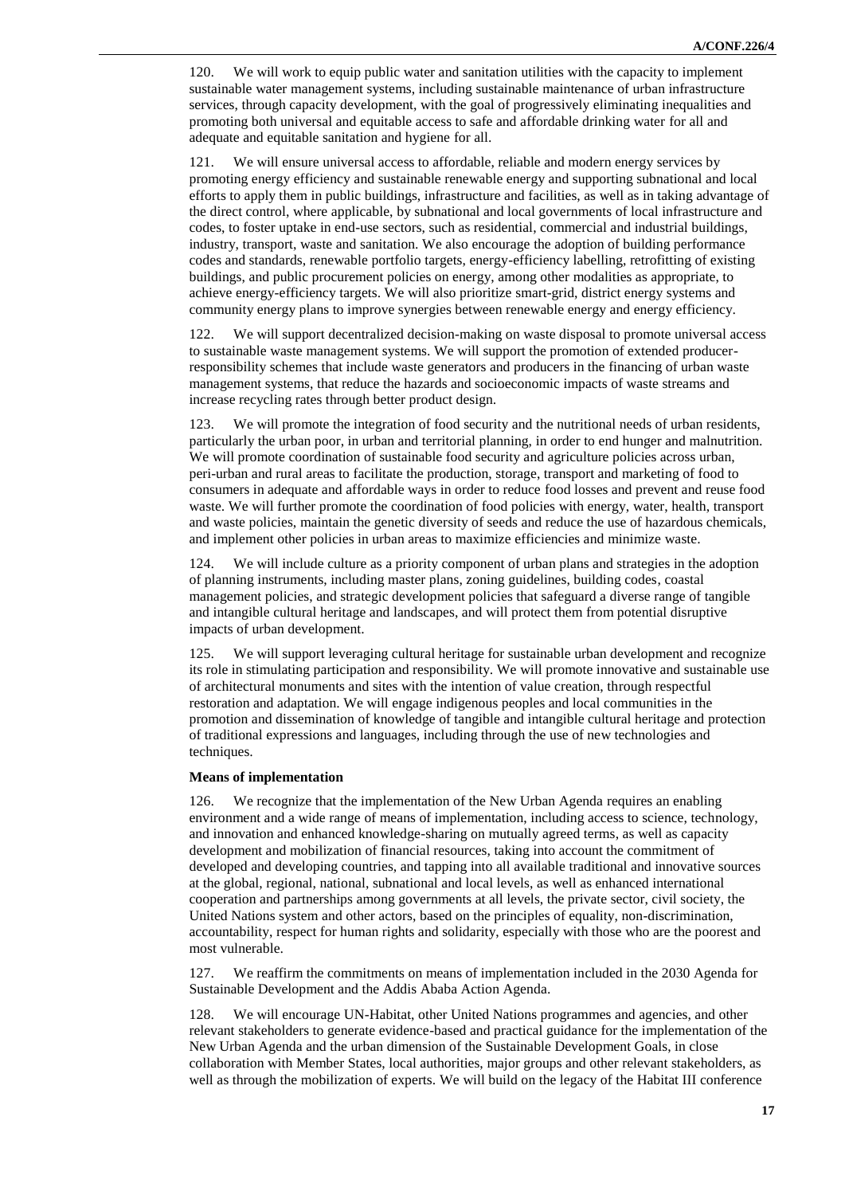120. We will work to equip public water and sanitation utilities with the capacity to implement sustainable water management systems, including sustainable maintenance of urban infrastructure services, through capacity development, with the goal of progressively eliminating inequalities and promoting both universal and equitable access to safe and affordable drinking water for all and adequate and equitable sanitation and hygiene for all.

121. We will ensure universal access to affordable, reliable and modern energy services by promoting energy efficiency and sustainable renewable energy and supporting subnational and local efforts to apply them in public buildings, infrastructure and facilities, as well as in taking advantage of the direct control, where applicable, by subnational and local governments of local infrastructure and codes, to foster uptake in end-use sectors, such as residential, commercial and industrial buildings, industry, transport, waste and sanitation. We also encourage the adoption of building performance codes and standards, renewable portfolio targets, energy-efficiency labelling, retrofitting of existing buildings, and public procurement policies on energy, among other modalities as appropriate, to achieve energy-efficiency targets. We will also prioritize smart-grid, district energy systems and community energy plans to improve synergies between renewable energy and energy efficiency.

122. We will support decentralized decision-making on waste disposal to promote universal access to sustainable waste management systems. We will support the promotion of extended producer-responsibility schemes that include waste generators and producers in the financing of urban waste management systems, that reduce the hazards and socioeconomic impacts of waste streams and increase recycling rates through better product design.

123. We will promote the integration of food security and the nutritional needs of urban residents, particularly the urban poor, in urban and territorial planning, in order to end hunger and malnutrition. We will promote coordination of sustainable food security and agriculture policies across urban, peri-urban and rural areas to facilitate the production, storage, transport and marketing of food to consumers in adequate and affordable ways in order to reduce food losses and prevent and reuse food waste. We will further promote the coordination of food policies with energy, water, health, transport and waste policies, maintain the genetic diversity of seeds and reduce the use of hazardous chemicals, and implement other policies in urban areas to maximize efficiencies and minimize waste.

124. We will include culture as a priority component of urban plans and strategies in the adoption of planning instruments, including master plans, zoning guidelines, building codes, coastal management policies, and strategic development policies that safeguard a diverse range of tangible and intangible cultural heritage and landscapes, and will protect them from potential disruptive impacts of urban development.

125. We will support leveraging cultural heritage for sustainable urban development and recognize its role in stimulating participation and responsibility. We will promote innovative and sustainable use of architectural monuments and sites with the intention of value creation, through respectful restoration and adaptation. We will engage indigenous peoples and local communities in the promotion and dissemination of knowledge of tangible and intangible cultural heritage and protection of traditional expressions and languages, including through the use of new technologies and techniques.

**Means of implementation**

126. We recognize that the implementation of the New Urban Agenda requires an enabling environment and a wide range of means of implementation, including access to science, technology, and innovation and enhanced knowledge-sharing on mutually agreed terms, as well as capacity development and mobilization of financial resources, taking into account the commitment of developed and developing countries, and tapping into all available traditional and innovative sources at the global, regional, national, subnational and local levels, as well as enhanced international cooperation and partnerships among governments at all levels, the private sector, civil society, the United Nations system and other actors, based on the principles of equality, non-discrimination, accountability, respect for human rights and solidarity, especially with those who are the poorest and most vulnerable.

127. We reaffirm the commitments on means of implementation included in the 2030 Agenda for Sustainable Development and the Addis Ababa Action Agenda.

128. We will encourage UN-Habitat, other United Nations programmes and agencies, and other relevant stakeholders to generate evidence-based and practical guidance for the implementation of the New Urban Agenda and the urban dimension of the Sustainable Development Goals, in close collaboration with Member States, local authorities, major groups and other relevant stakeholders, as well as through the mobilization of experts. We will build on the legacy of the Habitat III conference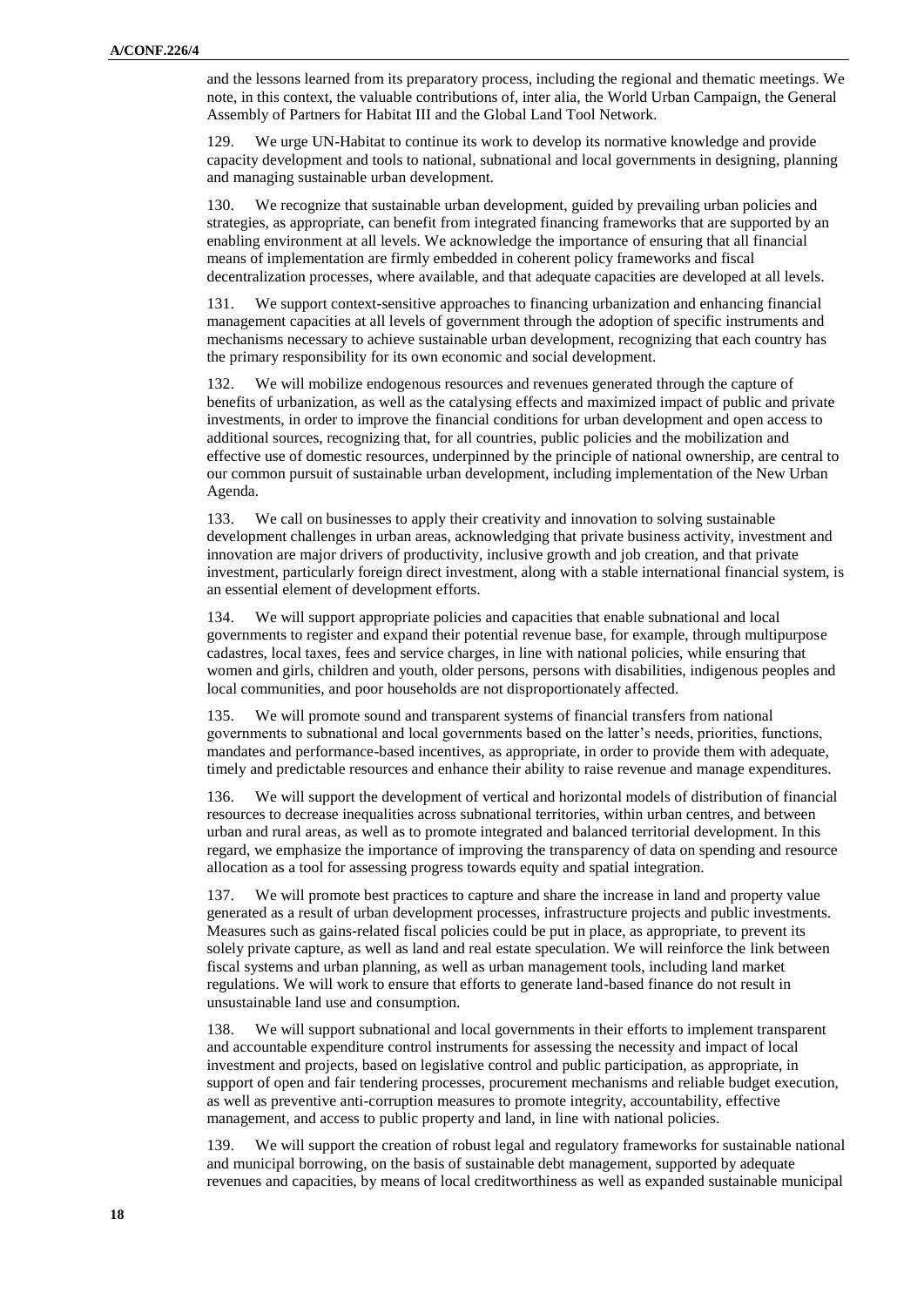and the lessons learned from its preparatory process, including the regional and thematic meetings. We note, in this context, the valuable contributions of, inter alia, the World Urban Campaign, the General Assembly of Partners for Habitat III and the Global Land Tool Network.

129. We urge UN-Habitat to continue its work to develop its normative knowledge and provide capacity development and tools to national, subnational and local governments in designing, planning and managing sustainable urban development.

130. We recognize that sustainable urban development, guided by prevailing urban policies and strategies, as appropriate, can benefit from integrated financing frameworks that are supported by an enabling environment at all levels. We acknowledge the importance of ensuring that all financial means of implementation are firmly embedded in coherent policy frameworks and fiscal decentralization processes, where available, and that adequate capacities are developed at all levels.

131. We support context-sensitive approaches to financing urbanization and enhancing financial management capacities at all levels of government through the adoption of specific instruments and mechanisms necessary to achieve sustainable urban development, recognizing that each country has the primary responsibility for its own economic and social development.

132. We will mobilize endogenous resources and revenues generated through the capture of benefits of urbanization, as well as the catalysing effects and maximized impact of public and private investments, in order to improve the financial conditions for urban development and open access to additional sources, recognizing that, for all countries, public policies and the mobilization and effective use of domestic resources, underpinned by the principle of national ownership, are central to our common pursuit of sustainable urban development, including implementation of the New Urban Agenda.

133. We call on businesses to apply their creativity and innovation to solving sustainable development challenges in urban areas, acknowledging that private business activity, investment and innovation are major drivers of productivity, inclusive growth and job creation, and that private investment, particularly foreign direct investment, along with a stable international financial system, is an essential element of development efforts.

134. We will support appropriate policies and capacities that enable subnational and local governments to register and expand their potential revenue base, for example, through multipurpose cadastres, local taxes, fees and service charges, in line with national policies, while ensuring that women and girls, children and youth, older persons, persons with disabilities, indigenous peoples and local communities, and poor households are not disproportionately affected.

135. We will promote sound and transparent systems of financial transfers from national governments to subnational and local governments based on the latter's needs, priorities, functions, mandates and performance-based incentives, as appropriate, in order to provide them with adequate, timely and predictable resources and enhance their ability to raise revenue and manage expenditures.

136. We will support the development of vertical and horizontal models of distribution of financial resources to decrease inequalities across subnational territories, within urban centres, and between urban and rural areas, as well as to promote integrated and balanced territorial development. In this regard, we emphasize the importance of improving the transparency of data on spending and resource allocation as a tool for assessing progress towards equity and spatial integration.

137. We will promote best practices to capture and share the increase in land and property value generated as a result of urban development processes, infrastructure projects and public investments. Measures such as gains-related fiscal policies could be put in place, as appropriate, to prevent its solely private capture, as well as land and real estate speculation. We will reinforce the link between fiscal systems and urban planning, as well as urban management tools, including land market regulations. We will work to ensure that efforts to generate land-based finance do not result in unsustainable land use and consumption.

138. We will support subnational and local governments in their efforts to implement transparent and accountable expenditure control instruments for assessing the necessity and impact of local investment and projects, based on legislative control and public participation, as appropriate, in support of open and fair tendering processes, procurement mechanisms and reliable budget execution, as well as preventive anti-corruption measures to promote integrity, accountability, effective management, and access to public property and land, in line with national policies.

139. We will support the creation of robust legal and regulatory frameworks for sustainable national and municipal borrowing, on the basis of sustainable debt management, supported by adequate revenues and capacities, by means of local creditworthiness as well as expanded sustainable municipal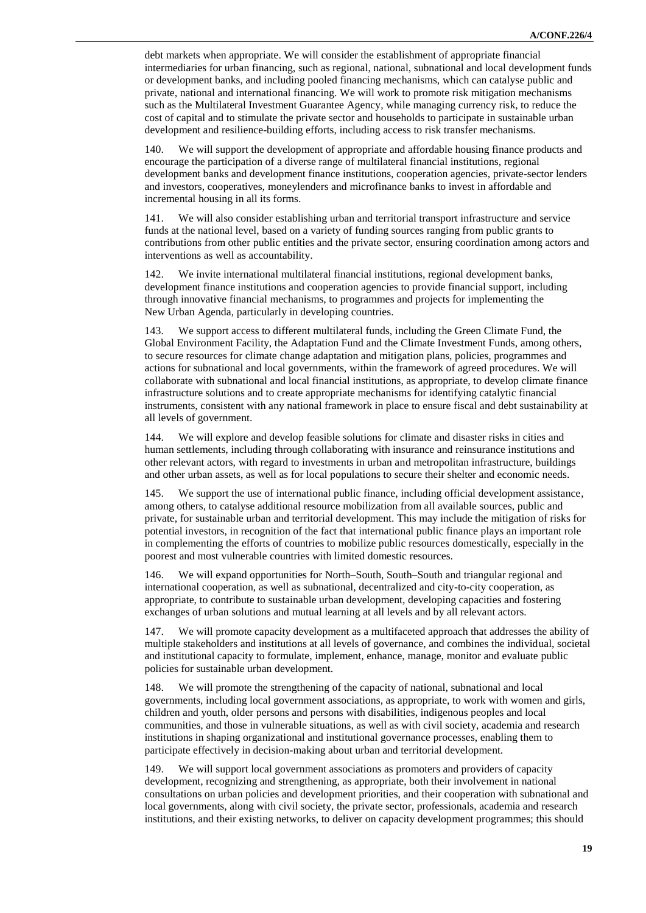debt markets when appropriate. We will consider the establishment of appropriate financial intermediaries for urban financing, such as regional, national, subnational and local development funds or development banks, and including pooled financing mechanisms, which can catalyse public and private, national and international financing. We will work to promote risk mitigation mechanisms such as the Multilateral Investment Guarantee Agency, while managing currency risk, to reduce the cost of capital and to stimulate the private sector and households to participate in sustainable urban development and resilience-building efforts, including access to risk transfer mechanisms.

140. We will support the development of appropriate and affordable housing finance products and encourage the participation of a diverse range of multilateral financial institutions, regional development banks and development finance institutions, cooperation agencies, private-sector lenders and investors, cooperatives, moneylenders and microfinance banks to invest in affordable and incremental housing in all its forms.

141. We will also consider establishing urban and territorial transport infrastructure and service funds at the national level, based on a variety of funding sources ranging from public grants to contributions from other public entities and the private sector, ensuring coordination among actors and interventions as well as accountability.

142. We invite international multilateral financial institutions, regional development banks, development finance institutions and cooperation agencies to provide financial support, including through innovative financial mechanisms, to programmes and projects for implementing the New Urban Agenda, particularly in developing countries.

143. We support access to different multilateral funds, including the Green Climate Fund, the Global Environment Facility, the Adaptation Fund and the Climate Investment Funds, among others, to secure resources for climate change adaptation and mitigation plans, policies, programmes and actions for subnational and local governments, within the framework of agreed procedures. We will collaborate with subnational and local financial institutions, as appropriate, to develop climate finance infrastructure solutions and to create appropriate mechanisms for identifying catalytic financial instruments, consistent with any national framework in place to ensure fiscal and debt sustainability at all levels of government.

144. We will explore and develop feasible solutions for climate and disaster risks in cities and human settlements, including through collaborating with insurance and reinsurance institutions and other relevant actors, with regard to investments in urban and metropolitan infrastructure, buildings and other urban assets, as well as for local populations to secure their shelter and economic needs.

145. We support the use of international public finance, including official development assistance, among others, to catalyse additional resource mobilization from all available sources, public and private, for sustainable urban and territorial development. This may include the mitigation of risks for potential investors, in recognition of the fact that international public finance plays an important role in complementing the efforts of countries to mobilize public resources domestically, especially in the poorest and most vulnerable countries with limited domestic resources.

146. We will expand opportunities for North–South, South–South and triangular regional and international cooperation, as well as subnational, decentralized and city-to-city cooperation, as appropriate, to contribute to sustainable urban development, developing capacities and fostering exchanges of urban solutions and mutual learning at all levels and by all relevant actors.

147. We will promote capacity development as a multifaceted approach that addresses the ability of multiple stakeholders and institutions at all levels of governance, and combines the individual, societal and institutional capacity to formulate, implement, enhance, manage, monitor and evaluate public policies for sustainable urban development.

148. We will promote the strengthening of the capacity of national, subnational and local governments, including local government associations, as appropriate, to work with women and girls, children and youth, older persons and persons with disabilities, indigenous peoples and local communities, and those in vulnerable situations, as well as with civil society, academia and research institutions in shaping organizational and institutional governance processes, enabling them to participate effectively in decision-making about urban and territorial development.

149. We will support local government associations as promoters and providers of capacity development, recognizing and strengthening, as appropriate, both their involvement in national consultations on urban policies and development priorities, and their cooperation with subnational and local governments, along with civil society, the private sector, professionals, academia and research institutions, and their existing networks, to deliver on capacity development programmes; this should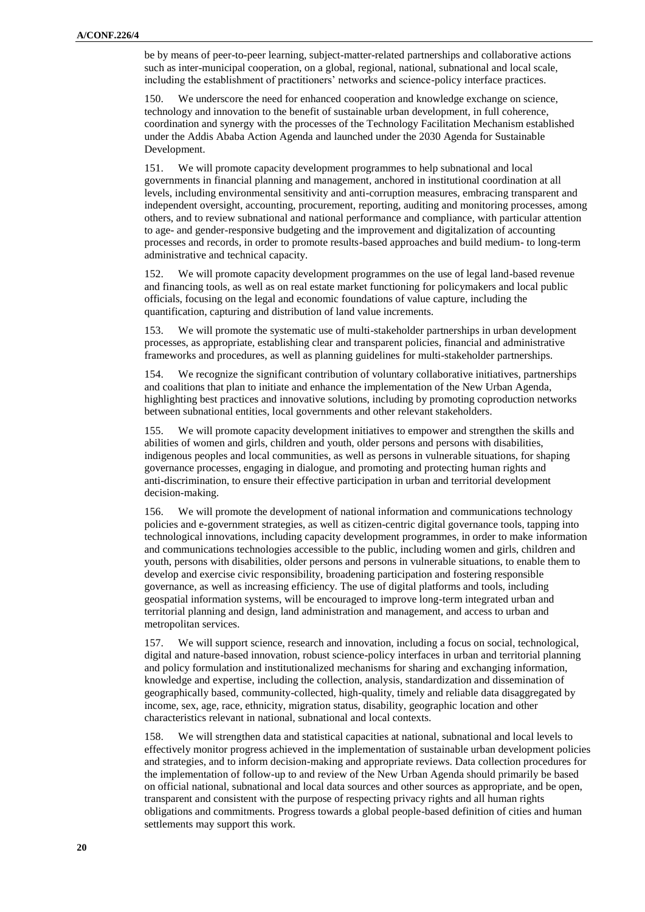be by means of peer-to-peer learning, subject-matter-related partnerships and collaborative actions such as inter-municipal cooperation, on a global, regional, national, subnational and local scale, including the establishment of practitioners' networks and science-policy interface practices.

150. We underscore the need for enhanced cooperation and knowledge exchange on science, technology and innovation to the benefit of sustainable urban development, in full coherence, coordination and synergy with the processes of the Technology Facilitation Mechanism established under the Addis Ababa Action Agenda and launched under the 2030 Agenda for Sustainable Development.

151. We will promote capacity development programmes to help subnational and local governments in financial planning and management, anchored in institutional coordination at all levels, including environmental sensitivity and anti-corruption measures, embracing transparent and independent oversight, accounting, procurement, reporting, auditing and monitoring processes, among others, and to review subnational and national performance and compliance, with particular attention to age- and gender-responsive budgeting and the improvement and digitalization of accounting processes and records, in order to promote results-based approaches and build medium- to long-term administrative and technical capacity.

152. We will promote capacity development programmes on the use of legal land-based revenue and financing tools, as well as on real estate market functioning for policymakers and local public officials, focusing on the legal and economic foundations of value capture, including the quantification, capturing and distribution of land value increments.

153. We will promote the systematic use of multi-stakeholder partnerships in urban development processes, as appropriate, establishing clear and transparent policies, financial and administrative frameworks and procedures, as well as planning guidelines for multi-stakeholder partnerships.

154. We recognize the significant contribution of voluntary collaborative initiatives, partnerships and coalitions that plan to initiate and enhance the implementation of the New Urban Agenda, highlighting best practices and innovative solutions, including by promoting coproduction networks between subnational entities, local governments and other relevant stakeholders.

155. We will promote capacity development initiatives to empower and strengthen the skills and abilities of women and girls, children and youth, older persons and persons with disabilities, indigenous peoples and local communities, as well as persons in vulnerable situations, for shaping governance processes, engaging in dialogue, and promoting and protecting human rights and anti-discrimination, to ensure their effective participation in urban and territorial development decision-making.

156. We will promote the development of national information and communications technology policies and e-government strategies, as well as citizen-centric digital governance tools, tapping into technological innovations, including capacity development programmes, in order to make information and communications technologies accessible to the public, including women and girls, children and youth, persons with disabilities, older persons and persons in vulnerable situations, to enable them to develop and exercise civic responsibility, broadening participation and fostering responsible governance, as well as increasing efficiency. The use of digital platforms and tools, including geospatial information systems, will be encouraged to improve long-term integrated urban and territorial planning and design, land administration and management, and access to urban and metropolitan services.

157. We will support science, research and innovation, including a focus on social, technological, digital and nature-based innovation, robust science-policy interfaces in urban and territorial planning and policy formulation and institutionalized mechanisms for sharing and exchanging information, knowledge and expertise, including the collection, analysis, standardization and dissemination of geographically based, community-collected, high-quality, timely and reliable data disaggregated by income, sex, age, race, ethnicity, migration status, disability, geographic location and other characteristics relevant in national, subnational and local contexts.

158. We will strengthen data and statistical capacities at national, subnational and local levels to effectively monitor progress achieved in the implementation of sustainable urban development policies and strategies, and to inform decision-making and appropriate reviews. Data collection procedures for the implementation of follow-up to and review of the New Urban Agenda should primarily be based on official national, subnational and local data sources and other sources as appropriate, and be open, transparent and consistent with the purpose of respecting privacy rights and all human rights obligations and commitments. Progress towards a global people-based definition of cities and human settlements may support this work.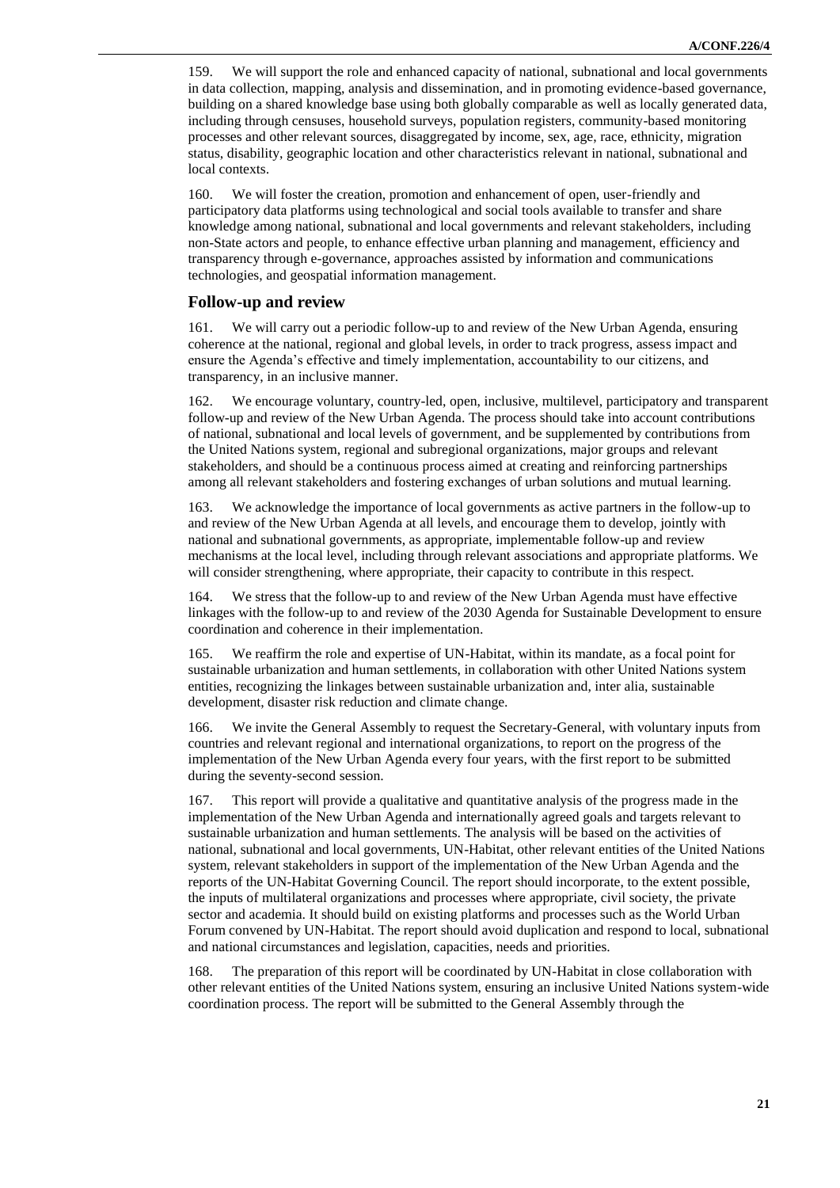159. We will support the role and enhanced capacity of national, subnational and local governments in data collection, mapping, analysis and dissemination, and in promoting evidence-based governance, building on a shared knowledge base using both globally comparable as well as locally generated data, including through censuses, household surveys, population registers, community-based monitoring processes and other relevant sources, disaggregated by income, sex, age, race, ethnicity, migration status, disability, geographic location and other characteristics relevant in national, subnational and local contexts.

160. We will foster the creation, promotion and enhancement of open, user-friendly and participatory data platforms using technological and social tools available to transfer and share knowledge among national, subnational and local governments and relevant stakeholders, including non-State actors and people, to enhance effective urban planning and management, efficiency and transparency through e-governance, approaches assisted by information and communications technologies, and geospatial information management.

## Follow-up and review

161. We will carry out a periodic follow-up to and review of the New Urban Agenda, ensuring coherence at the national, regional and global levels, in order to track progress, assess impact and ensure the Agenda's effective and timely implementation, accountability to our citizens, and transparency, in an inclusive manner.

162. We encourage voluntary, country-led, open, inclusive, multilevel, participatory and transparent follow-up and review of the New Urban Agenda. The process should take into account contributions of national, subnational and local levels of government, and be supplemented by contributions from the United Nations system, regional and subregional organizations, major groups and relevant stakeholders, and should be a continuous process aimed at creating and reinforcing partnerships among all relevant stakeholders and fostering exchanges of urban solutions and mutual learning.

163. We acknowledge the importance of local governments as active partners in the follow-up to and review of the New Urban Agenda at all levels, and encourage them to develop, jointly with national and subnational governments, as appropriate, implementable follow-up and review mechanisms at the local level, including through relevant associations and appropriate platforms. We will consider strengthening, where appropriate, their capacity to contribute in this respect.

164. We stress that the follow-up to and review of the New Urban Agenda must have effective linkages with the follow-up to and review of the 2030 Agenda for Sustainable Development to ensure coordination and coherence in their implementation.

165. We reaffirm the role and expertise of UN-Habitat, within its mandate, as a focal point for sustainable urbanization and human settlements, in collaboration with other United Nations system entities, recognizing the linkages between sustainable urbanization and, inter alia, sustainable development, disaster risk reduction and climate change.

166. We invite the General Assembly to request the Secretary-General, with voluntary inputs from countries and relevant regional and international organizations, to report on the progress of the implementation of the New Urban Agenda every four years, with the first report to be submitted during the seventy-second session.

167. This report will provide a qualitative and quantitative analysis of the progress made in the implementation of the New Urban Agenda and internationally agreed goals and targets relevant to sustainable urbanization and human settlements. The analysis will be based on the activities of national, subnational and local governments, UN-Habitat, other relevant entities of the United Nations system, relevant stakeholders in support of the implementation of the New Urban Agenda and the reports of the UN-Habitat Governing Council. The report should incorporate, to the extent possible, the inputs of multilateral organizations and processes where appropriate, civil society, the private sector and academia. It should build on existing platforms and processes such as the World Urban Forum convened by UN-Habitat. The report should avoid duplication and respond to local, subnational and national circumstances and legislation, capacities, needs and priorities.

168. The preparation of this report will be coordinated by UN-Habitat in close collaboration with other relevant entities of the United Nations system, ensuring an inclusive United Nations system-wide coordination process. The report will be submitted to the General Assembly through the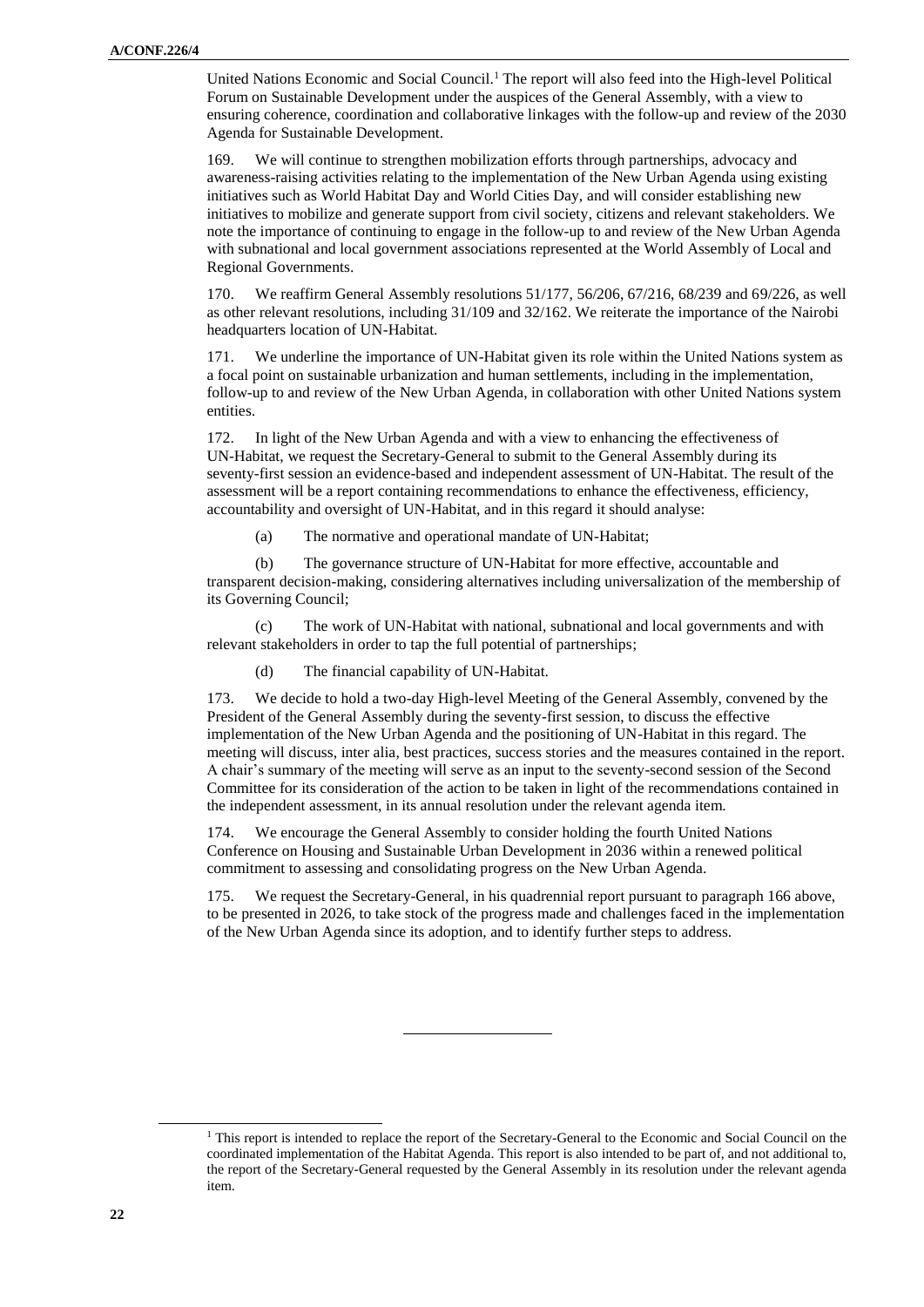United Nations Economic and Social Council.[1] The report will also feed into the High-level Political Forum on Sustainable Development under the auspices of the General Assembly, with a view to ensuring coherence, coordination and collaborative linkages with the follow-up and review of the 2030 Agenda for Sustainable Development.

169. We will continue to strengthen mobilization efforts through partnerships, advocacy and awareness-raising activities relating to the implementation of the New Urban Agenda using existing initiatives such as World Habitat Day and World Cities Day, and will consider establishing new initiatives to mobilize and generate support from civil society, citizens and relevant stakeholders. We note the importance of continuing to engage in the follow-up to and review of the New Urban Agenda with subnational and local government associations represented at the World Assembly of Local and Regional Governments.

170. We reaffirm General Assembly resolutions 51/177, 56/206, 67/216, 68/239 and 69/226, as well as other relevant resolutions, including 31/109 and 32/162. We reiterate the importance of the Nairobi headquarters location of UN-Habitat.

171. We underline the importance of UN-Habitat given its role within the United Nations system as a focal point on sustainable urbanization and human settlements, including in the implementation, follow-up to and review of the New Urban Agenda, in collaboration with other United Nations system entities.

172. In light of the New Urban Agenda and with a view to enhancing the effectiveness of UN-Habitat, we request the Secretary-General to submit to the General Assembly during its seventy-first session an evidence-based and independent assessment of UN-Habitat. The result of the assessment will be a report containing recommendations to enhance the effectiveness, efficiency, accountability and oversight of UN-Habitat, and in this regard it should analyse:

(a) The normative and operational mandate of UN-Habitat;

(b) The governance structure of UN-Habitat for more effective, accountable and transparent decision-making, considering alternatives including universalization of the membership of its Governing Council;

(c) The work of UN-Habitat with national, subnational and local governments and with relevant stakeholders in order to tap the full potential of partnerships;

(d) The financial capability of UN-Habitat.

173. We decide to hold a two-day High-level Meeting of the General Assembly, convened by the President of the General Assembly during the seventy-first session, to discuss the effective implementation of the New Urban Agenda and the positioning of UN-Habitat in this regard. The meeting will discuss, inter alia, best practices, success stories and the measures contained in the report. A chair's summary of the meeting will serve as an input to the seventy-second session of the Second Committee for its consideration of the action to be taken in light of the recommendations contained in the independent assessment, in its annual resolution under the relevant agenda item.

174. We encourage the General Assembly to consider holding the fourth United Nations Conference on Housing and Sustainable Urban Development in 2036 within a renewed political commitment to assessing and consolidating progress on the New Urban Agenda.

175. We request the Secretary-General, in his quadrennial report pursuant to paragraph 166 above, to be presented in 2026, to take stock of the progress made and challenges faced in the implementation of the New Urban Agenda since its adoption, and to identify further steps to address.

---

[1] This report is intended to replace the report of the Secretary-General to the Economic and Social Council on the coordinated implementation of the Habitat Agenda. This report is also intended to be part of, and not additional to, the report of the Secretary-General requested by the General Assembly in its resolution under the relevant agenda item.